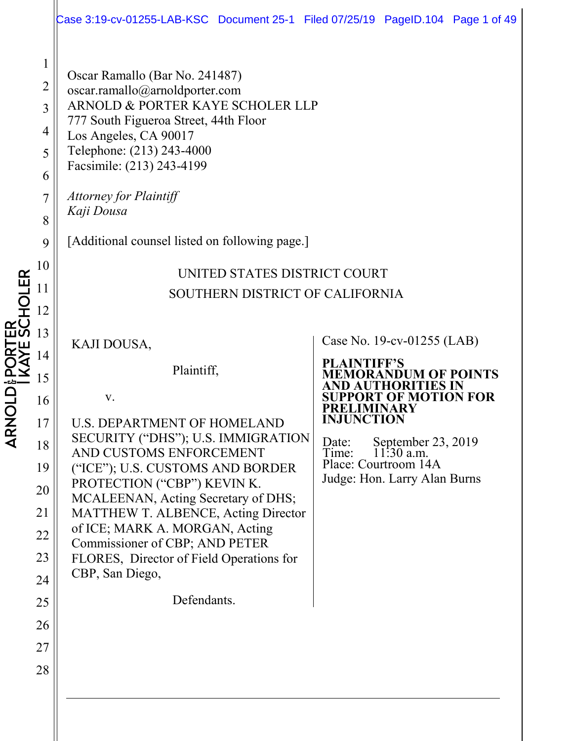Oscar Ramallo (Bar No. 241487)
oscar.ramallo@arnoldporter.com
ARNOLD & PORTER KAYE SCHOLER LLP
777 South Figueroa Street, 44th Floor
Los Angeles, CA 90017
Telephone: (213) 243-4000
Facsimile: (213) 243-4199

*Attorney for Plaintiff*
*Kaji Dousa*

[Additional counsel listed on following page.]

UNITED STATES DISTRICT COURT
SOUTHERN DISTRICT OF CALIFORNIA

KAJI DOUSA,

Plaintiff,

v.

U.S. DEPARTMENT OF HOMELAND SECURITY ("DHS"); U.S. IMMIGRATION AND CUSTOMS ENFORCEMENT ("ICE"); U.S. CUSTOMS AND BORDER PROTECTION ("CBP") KEVIN K. MCALEENAN, Acting Secretary of DHS; MATTHEW T. ALBENCE, Acting Director of ICE; MARK A. MORGAN, Acting Commissioner of CBP; AND PETER FLORES, Director of Field Operations for CBP, San Diego,

Defendants.

Case No. 19-cv-01255 (LAB)

**PLAINTIFF'S MEMORANDUM OF POINTS AND AUTHORITIES IN SUPPORT OF MOTION FOR PRELIMINARY INJUNCTION**

Date: September 23, 2019
Time: 11:30 a.m.
Place: Courtroom 14A
Judge: Hon. Larry Alan Burns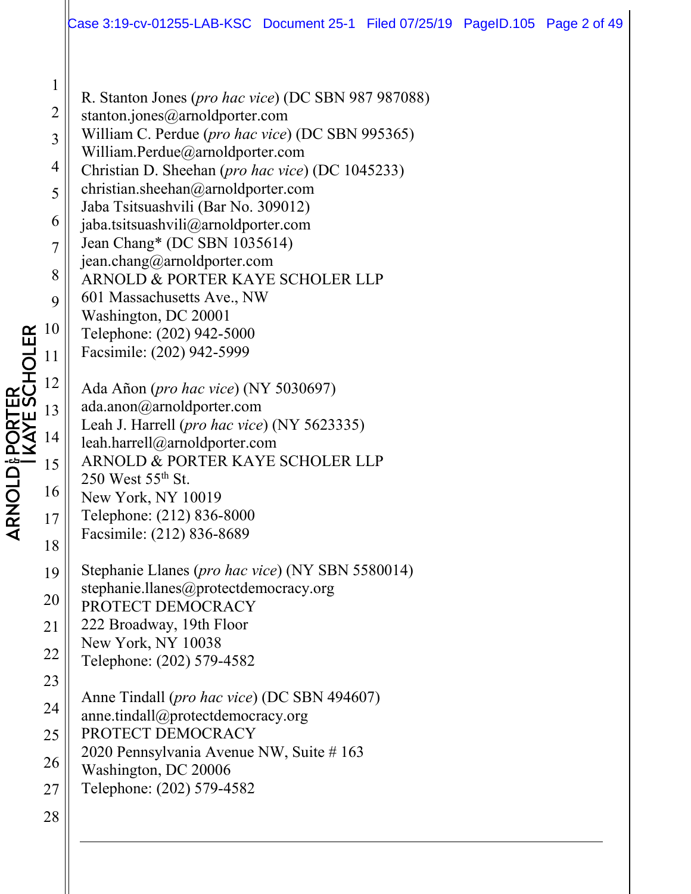R. Stanton Jones (*pro hac vice*) (DC SBN 987 987088)
stanton.jones@arnoldporter.com
William C. Perdue (*pro hac vice*) (DC SBN 995365)
William.Perdue@arnoldporter.com
Christian D. Sheehan (*pro hac vice*) (DC 1045233)
christian.sheehan@arnoldporter.com
Jaba Tsitsuashvili (Bar No. 309012)
jaba.tsitsuashvili@arnoldporter.com
Jean Chang* (DC SBN 1035614)
jean.chang@arnoldporter.com
ARNOLD & PORTER KAYE SCHOLER LLP
601 Massachusetts Ave., NW
Washington, DC 20001
Telephone: (202) 942-5000
Facsimile: (202) 942-5999

Ada Añon (*pro hac vice*) (NY 5030697)
ada.anon@arnoldporter.com
Leah J. Harrell (*pro hac vice*) (NY 5623335)
leah.harrell@arnoldporter.com
ARNOLD & PORTER KAYE SCHOLER LLP
250 West 55th St.
New York, NY 10019
Telephone: (212) 836-8000
Facsimile: (212) 836-8689

Stephanie Llanes (*pro hac vice*) (NY SBN 5580014)
stephanie.llanes@protectdemocracy.org
PROTECT DEMOCRACY
222 Broadway, 19th Floor
New York, NY 10038
Telephone: (202) 579-4582

Anne Tindall (*pro hac vice*) (DC SBN 494607)
anne.tindall@protectdemocracy.org
PROTECT DEMOCRACY
2020 Pennsylvania Avenue NW, Suite # 163
Washington, DC 20006
Telephone: (202) 579-4582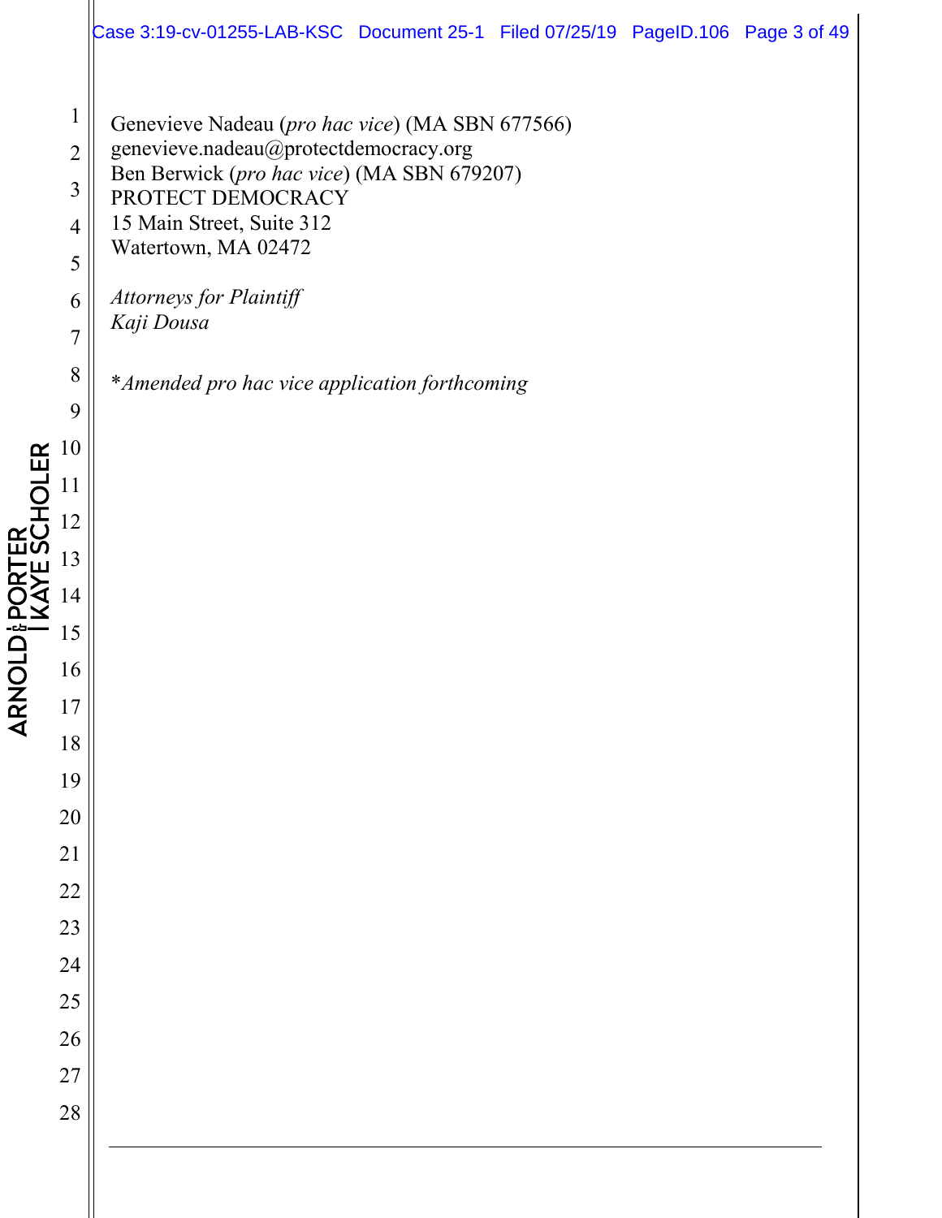Genevieve Nadeau (*pro hac vice*) (MA SBN 677566)
genevieve.nadeau@protectdemocracy.org
Ben Berwick (*pro hac vice*) (MA SBN 679207)
PROTECT DEMOCRACY
15 Main Street, Suite 312
Watertown, MA 02472

*Attorneys for Plaintiff*
*Kaji Dousa*

**Amended pro hac vice application forthcoming*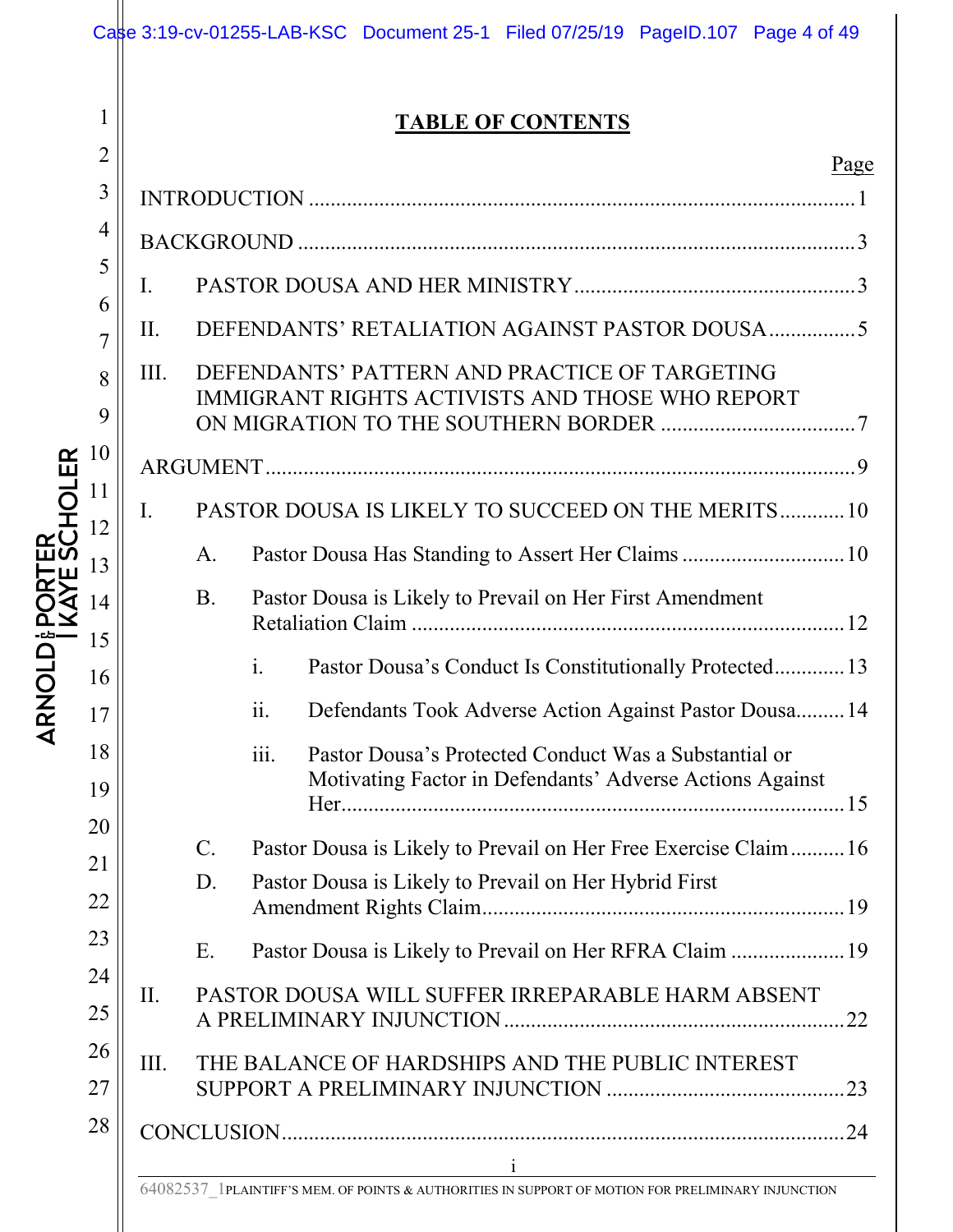# TABLE OF CONTENTS

| | Page |
|---|---|
| INTRODUCTION | 1 |
| BACKGROUND | 3 |
| I. PASTOR DOUSA AND HER MINISTRY | 3 |
| II. DEFENDANTS' RETALIATION AGAINST PASTOR DOUSA | 5 |
| III. DEFENDANTS' PATTERN AND PRACTICE OF TARGETING IMMIGRANT RIGHTS ACTIVISTS AND THOSE WHO REPORT ON MIGRATION TO THE SOUTHERN BORDER | 7 |
| ARGUMENT | 9 |
| I. PASTOR DOUSA IS LIKELY TO SUCCEED ON THE MERITS | 10 |
| A. Pastor Dousa Has Standing to Assert Her Claims | 10 |
| B. Pastor Dousa is Likely to Prevail on Her First Amendment Retaliation Claim | 12 |
| i. Pastor Dousa's Conduct Is Constitutionally Protected | 13 |
| ii. Defendants Took Adverse Action Against Pastor Dousa | 14 |
| iii. Pastor Dousa's Protected Conduct Was a Substantial or Motivating Factor in Defendants' Adverse Actions Against Her | 15 |
| C. Pastor Dousa is Likely to Prevail on Her Free Exercise Claim | 16 |
| D. Pastor Dousa is Likely to Prevail on Her Hybrid First Amendment Rights Claim | 19 |
| E. Pastor Dousa is Likely to Prevail on Her RFRA Claim | 19 |
| II. PASTOR DOUSA WILL SUFFER IRREPARABLE HARM ABSENT A PRELIMINARY INJUNCTION | 22 |
| III. THE BALANCE OF HARDSHIPS AND THE PUBLIC INTEREST SUPPORT A PRELIMINARY INJUNCTION | 23 |
| CONCLUSION | 24 |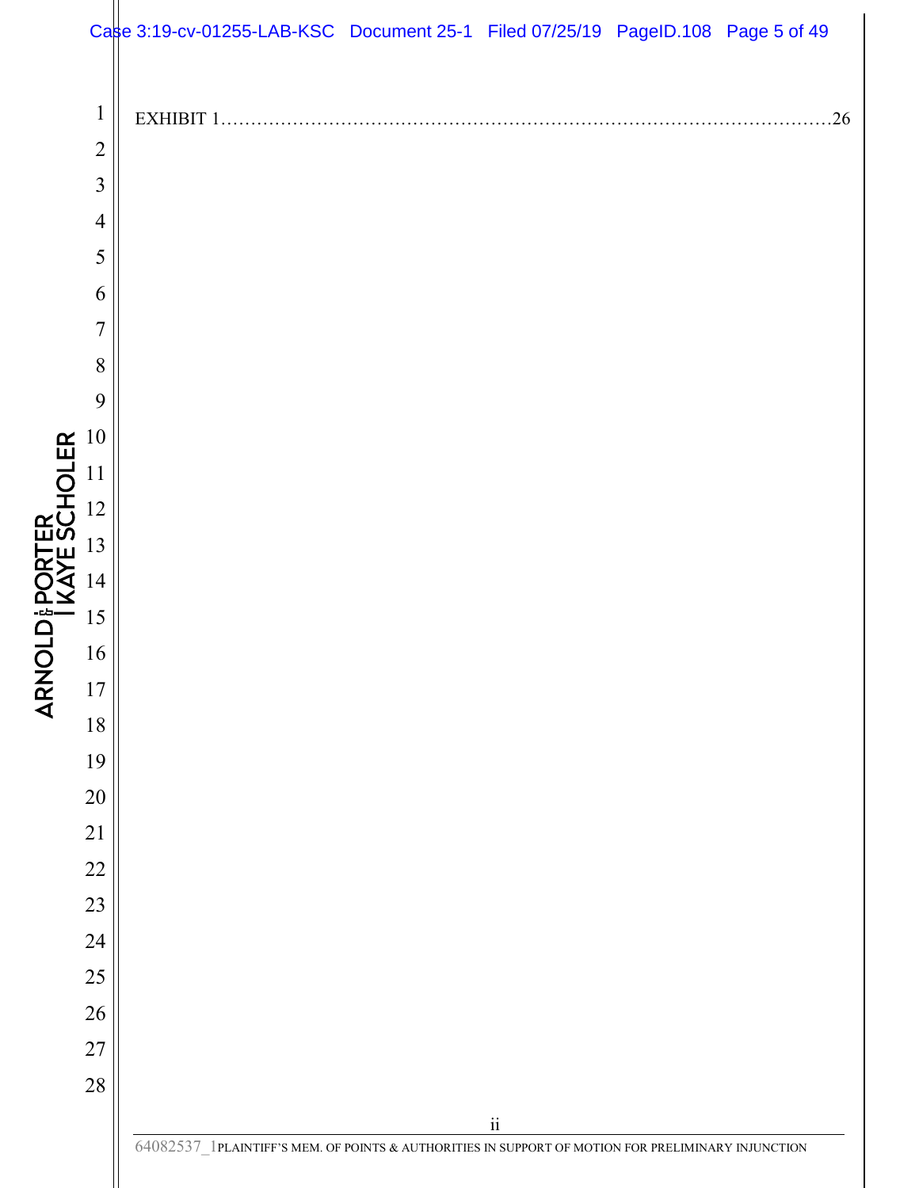EXHIBIT 1.........................................................................................26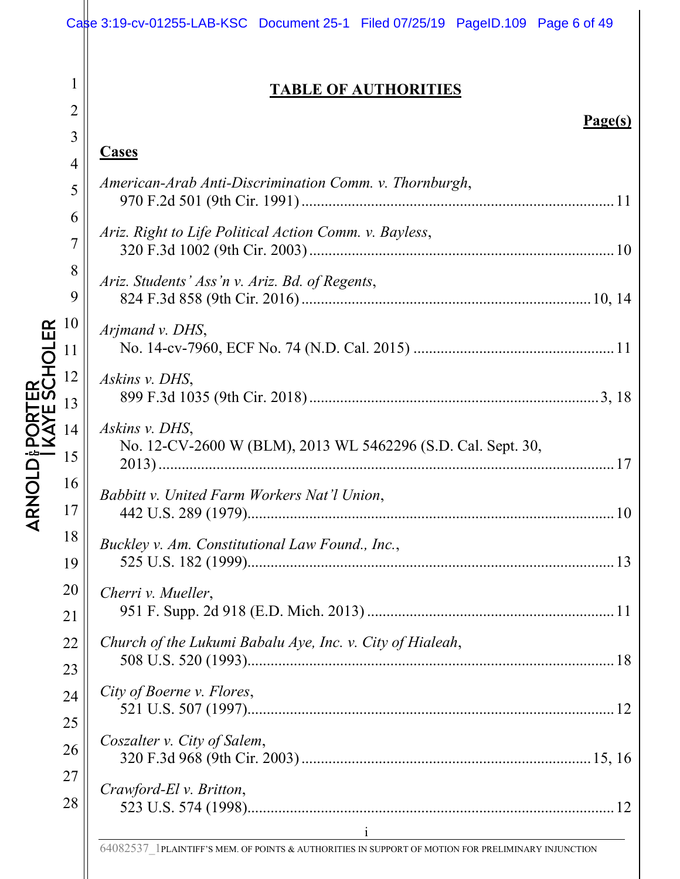## TABLE OF AUTHORITIES

**Page(s)**

### Cases

*American-Arab Anti-Discrimination Comm. v. Thornburgh*,
970 F.2d 501 (9th Cir. 1991) ..... 11

*Ariz. Right to Life Political Action Comm. v. Bayless*,
320 F.3d 1002 (9th Cir. 2003) ..... 10

*Ariz. Students' Ass'n v. Ariz. Bd. of Regents*,
824 F.3d 858 (9th Cir. 2016) ..... 10, 14

*Arjmand v. DHS*,
No. 14-cv-7960, ECF No. 74 (N.D. Cal. 2015) ..... 11

*Askins v. DHS*,
899 F.3d 1035 (9th Cir. 2018) ..... 3, 18

*Askins v. DHS*,
No. 12-CV-2600 W (BLM), 2013 WL 5462296 (S.D. Cal. Sept. 30, 2013) ..... 17

*Babbitt v. United Farm Workers Nat'l Union*,
442 U.S. 289 (1979) ..... 10

*Buckley v. Am. Constitutional Law Found., Inc.*,
525 U.S. 182 (1999) ..... 13

*Cherri v. Mueller*,
951 F. Supp. 2d 918 (E.D. Mich. 2013) ..... 11

*Church of the Lukumi Babalu Aye, Inc. v. City of Hialeah*,
508 U.S. 520 (1993) ..... 18

*City of Boerne v. Flores*,
521 U.S. 507 (1997) ..... 12

*Coszalter v. City of Salem*,
320 F.3d 968 (9th Cir. 2003) ..... 15, 16

*Crawford-El v. Britton*,
523 U.S. 574 (1998) ..... 12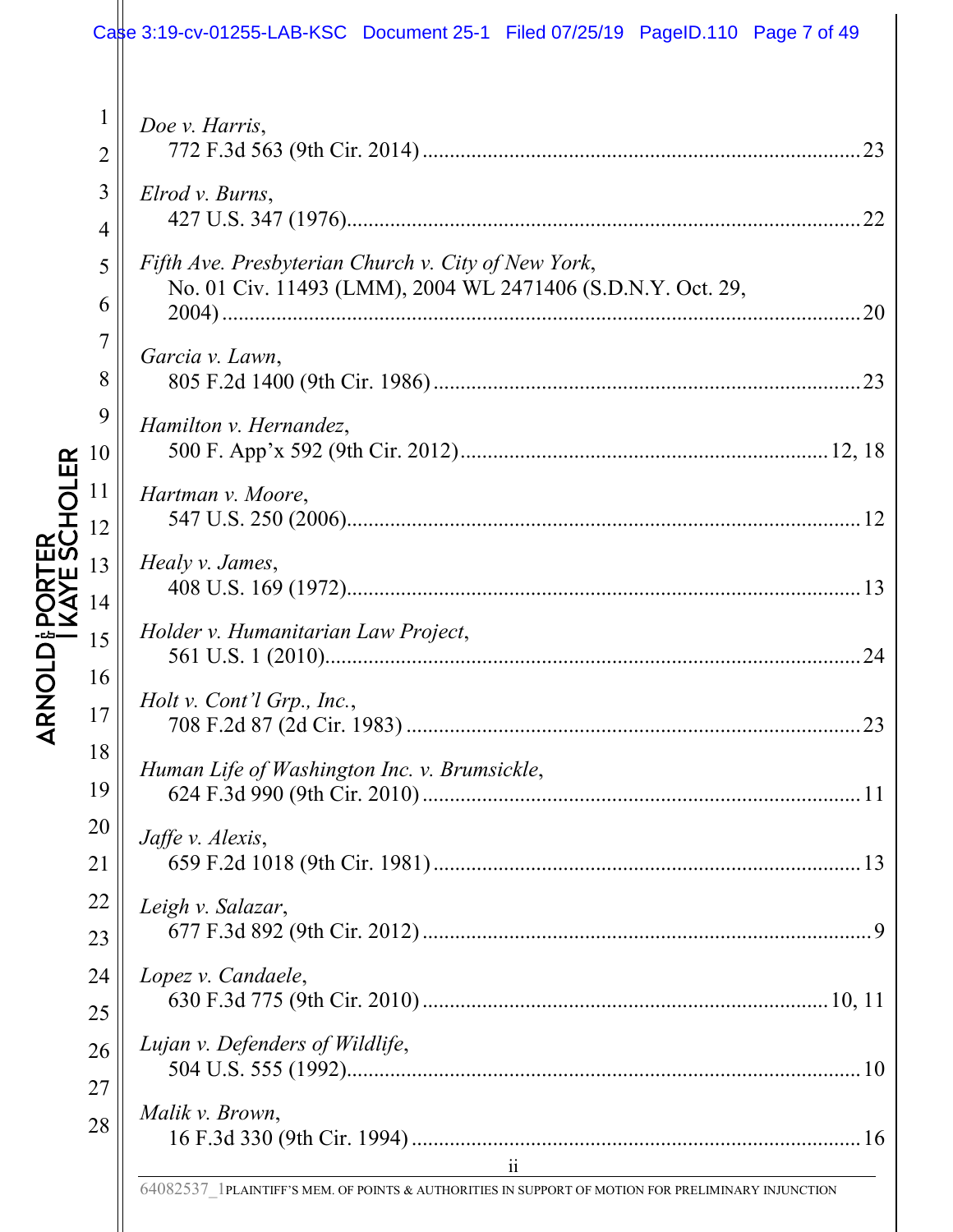*Doe v. Harris*,
772 F.3d 563 (9th Cir. 2014) ....................................................................................23

*Elrod v. Burns*,
427 U.S. 347 (1976)..................................................................................................22

*Fifth Ave. Presbyterian Church v. City of New York*,
No. 01 Civ. 11493 (LMM), 2004 WL 2471406 (S.D.N.Y. Oct. 29, 2004) ...........................................................................................................................20

*Garcia v. Lawn*,
805 F.2d 1400 (9th Cir. 1986) ..................................................................................23

*Hamilton v. Hernandez*,
500 F. App'x 592 (9th Cir. 2012).......................................................................12, 18

*Hartman v. Moore*,
547 U.S. 250 (2006)..................................................................................................12

*Healy v. James*,
408 U.S. 169 (1972)..................................................................................................13

*Holder v. Humanitarian Law Project*,
561 U.S. 1 (2010)......................................................................................................24

*Holt v. Cont'l Grp., Inc.*,
708 F.2d 87 (2d Cir. 1983) .......................................................................................23

*Human Life of Washington Inc. v. Brumsickle*,
624 F.3d 990 (9th Cir. 2010) ....................................................................................11

*Jaffe v. Alexis*,
659 F.2d 1018 (9th Cir. 1981) ..................................................................................13

*Leigh v. Salazar*,
677 F.3d 892 (9th Cir. 2012) ......................................................................................9

*Lopez v. Candaele*,
630 F.3d 775 (9th Cir. 2010) ...............................................................................10, 11

*Lujan v. Defenders of Wildlife*,
504 U.S. 555 (1992)..................................................................................................10

*Malik v. Brown*,
16 F.3d 330 (9th Cir. 1994) ......................................................................................16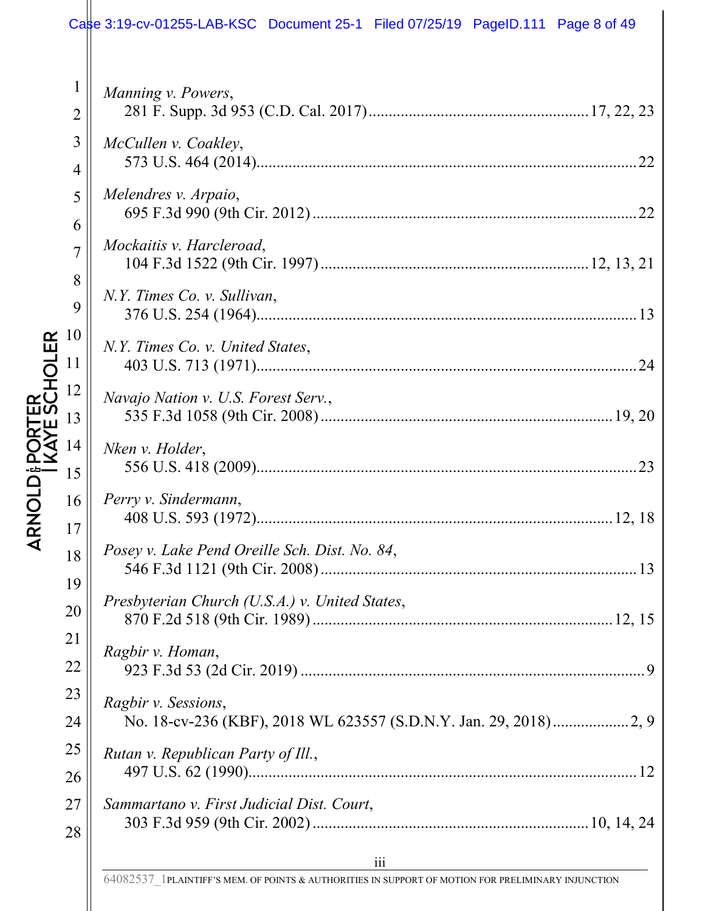*Manning v. Powers*,
281 F. Supp. 3d 953 (C.D. Cal. 2017) ...................................................... 17, 22, 23

*McCullen v. Coakley*,
573 U.S. 464 (2014) ............................................................................................ 22

*Melendres v. Arpaio*,
695 F.3d 990 (9th Cir. 2012) ............................................................................... 22

*Mockaitis v. Harcleroad*,
104 F.3d 1522 (9th Cir. 1997) ................................................................ 12, 13, 21

*N.Y. Times Co. v. Sullivan*,
376 U.S. 254 (1964) ............................................................................................ 13

*N.Y. Times Co. v. United States*,
403 U.S. 713 (1971) ............................................................................................ 24

*Navajo Nation v. U.S. Forest Serv.*,
535 F.3d 1058 (9th Cir. 2008) ....................................................................... 19, 20

*Nken v. Holder*,
556 U.S. 418 (2009) ............................................................................................ 23

*Perry v. Sindermann*,
408 U.S. 593 (1972) ....................................................................................... 12, 18

*Posey v. Lake Pend Oreille Sch. Dist. No. 84*,
546 F.3d 1121 (9th Cir. 2008) ............................................................................. 13

*Presbyterian Church (U.S.A.) v. United States*,
870 F.2d 518 (9th Cir. 1989) ......................................................................... 12, 15

*Ragbir v. Homan*,
923 F.3d 53 (2d Cir. 2019) .................................................................................... 9

*Ragbir v. Sessions*,
No. 18-cv-236 (KBF), 2018 WL 623557 (S.D.N.Y. Jan. 29, 2018) .................. 2, 9

*Rutan v. Republican Party of Ill.*,
497 U.S. 62 (1990) .............................................................................................. 12

*Sammartano v. First Judicial Dist. Court*,
303 F.3d 959 (9th Cir. 2002) .................................................................. 10, 14, 24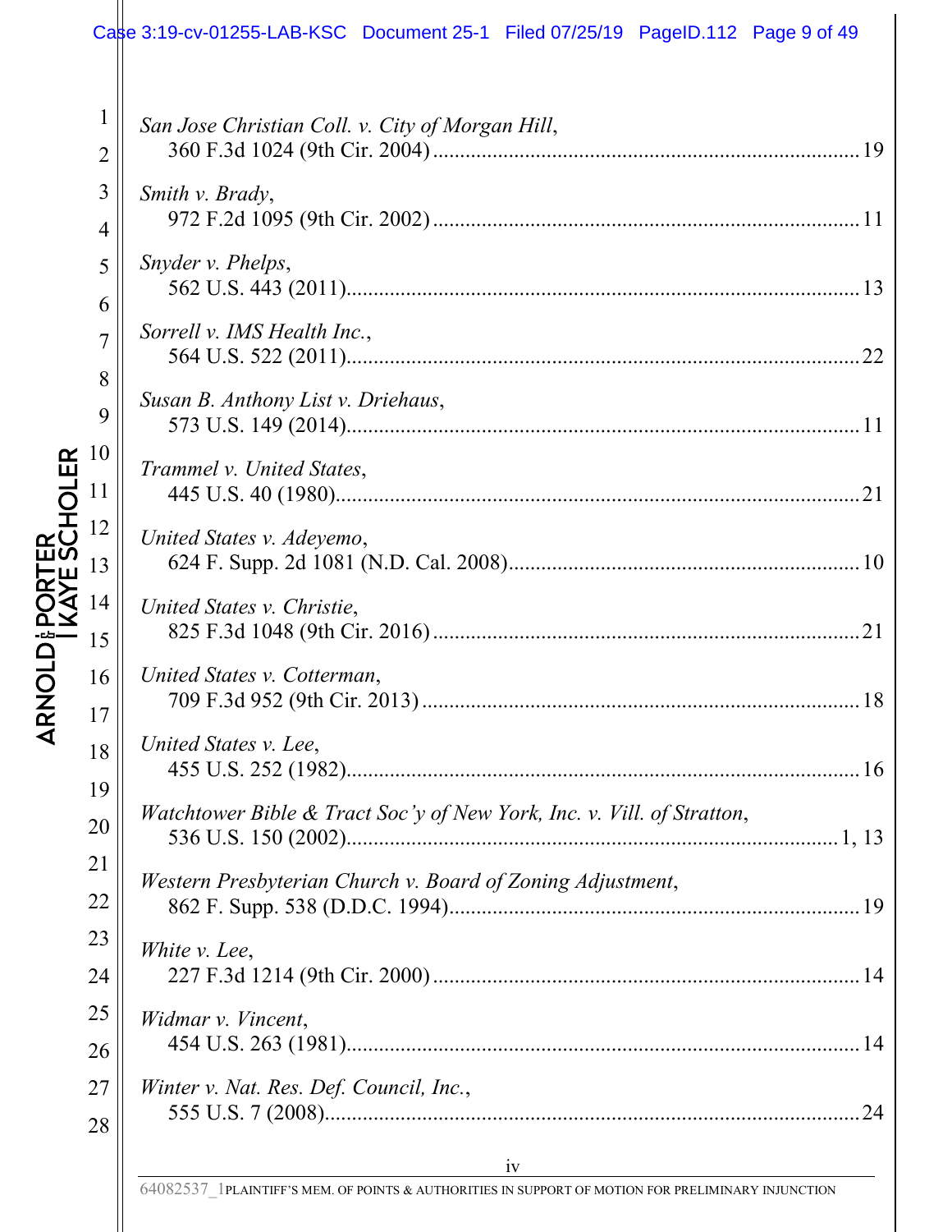*San Jose Christian Coll. v. City of Morgan Hill*,
360 F.3d 1024 (9th Cir. 2004) .......... 19

*Smith v. Brady*,
972 F.2d 1095 (9th Cir. 2002) .......... 11

*Snyder v. Phelps*,
562 U.S. 443 (2011) .......... 13

*Sorrell v. IMS Health Inc.*,
564 U.S. 522 (2011) .......... 22

*Susan B. Anthony List v. Driehaus*,
573 U.S. 149 (2014) .......... 11

*Trammel v. United States*,
445 U.S. 40 (1980) .......... 21

*United States v. Adeyemo*,
624 F. Supp. 2d 1081 (N.D. Cal. 2008) .......... 10

*United States v. Christie*,
825 F.3d 1048 (9th Cir. 2016) .......... 21

*United States v. Cotterman*,
709 F.3d 952 (9th Cir. 2013) .......... 18

*United States v. Lee*,
455 U.S. 252 (1982) .......... 16

*Watchtower Bible & Tract Soc'y of New York, Inc. v. Vill. of Stratton*,
536 U.S. 150 (2002) .......... 1, 13

*Western Presbyterian Church v. Board of Zoning Adjustment*,
862 F. Supp. 538 (D.D.C. 1994) .......... 19

*White v. Lee*,
227 F.3d 1214 (9th Cir. 2000) .......... 14

*Widmar v. Vincent*,
454 U.S. 263 (1981) .......... 14

*Winter v. Nat. Res. Def. Council, Inc.*,
555 U.S. 7 (2008) .......... 24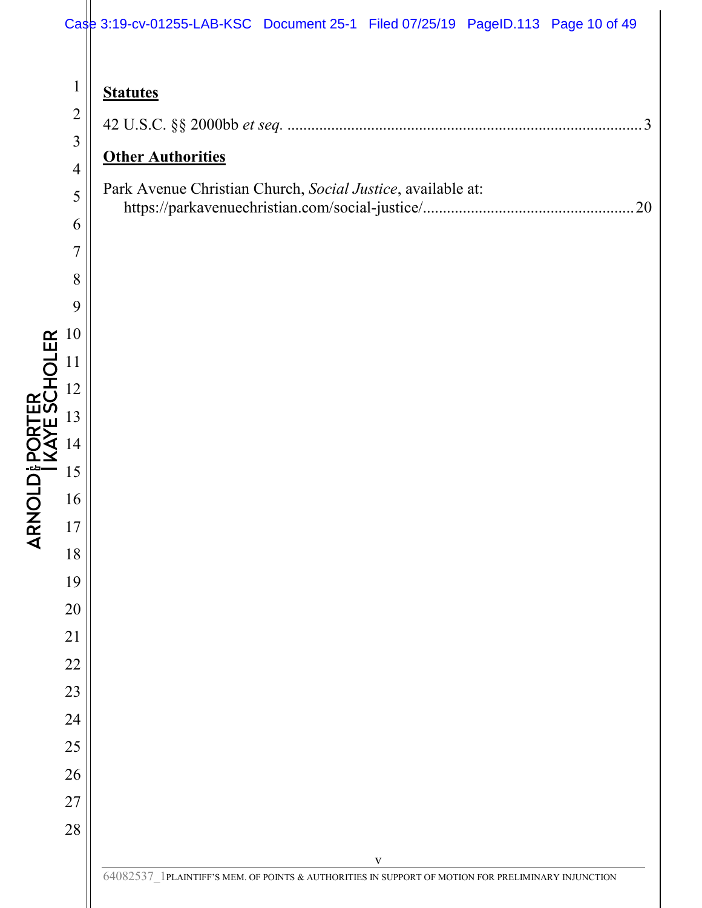**Statutes**

42 U.S.C. §§ 2000bb *et seq.* .......................................................................................... 3

**Other Authorities**

Park Avenue Christian Church, *Social Justice*, available at:
https://parkavenuechristian.com/social-justice/ .................................................... 20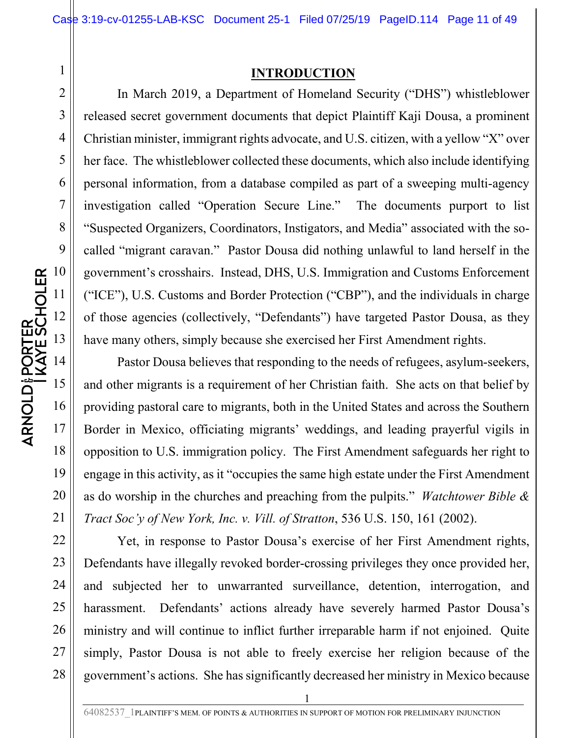## INTRODUCTION

In March 2019, a Department of Homeland Security ("DHS") whistleblower released secret government documents that depict Plaintiff Kaji Dousa, a prominent Christian minister, immigrant rights advocate, and U.S. citizen, with a yellow "X" over her face. The whistleblower collected these documents, which also include identifying personal information, from a database compiled as part of a sweeping multi-agency investigation called "Operation Secure Line." The documents purport to list "Suspected Organizers, Coordinators, Instigators, and Media" associated with the so-called "migrant caravan." Pastor Dousa did nothing unlawful to land herself in the government's crosshairs. Instead, DHS, U.S. Immigration and Customs Enforcement ("ICE"), U.S. Customs and Border Protection ("CBP"), and the individuals in charge of those agencies (collectively, "Defendants") have targeted Pastor Dousa, as they have many others, simply because she exercised her First Amendment rights.

Pastor Dousa believes that responding to the needs of refugees, asylum-seekers, and other migrants is a requirement of her Christian faith. She acts on that belief by providing pastoral care to migrants, both in the United States and across the Southern Border in Mexico, officiating migrants' weddings, and leading prayerful vigils in opposition to U.S. immigration policy. The First Amendment safeguards her right to engage in this activity, as it "occupies the same high estate under the First Amendment as do worship in the churches and preaching from the pulpits." *Watchtower Bible & Tract Soc'y of New York, Inc. v. Vill. of Stratton*, 536 U.S. 150, 161 (2002).

Yet, in response to Pastor Dousa's exercise of her First Amendment rights, Defendants have illegally revoked border-crossing privileges they once provided her, and subjected her to unwarranted surveillance, detention, interrogation, and harassment. Defendants' actions already have severely harmed Pastor Dousa's ministry and will continue to inflict further irreparable harm if not enjoined. Quite simply, Pastor Dousa is not able to freely exercise her religion because of the government's actions. She has significantly decreased her ministry in Mexico because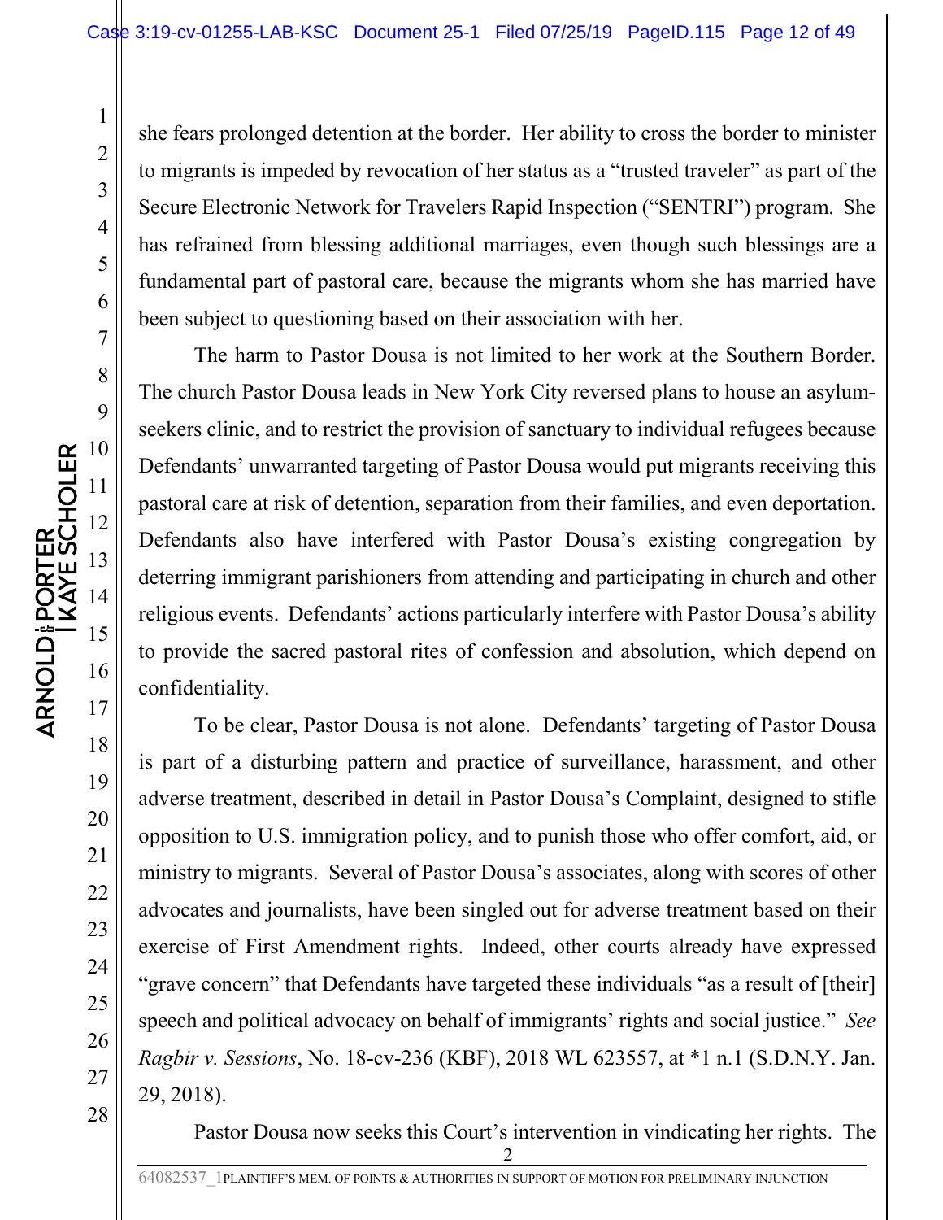she fears prolonged detention at the border. Her ability to cross the border to minister to migrants is impeded by revocation of her status as a "trusted traveler" as part of the Secure Electronic Network for Travelers Rapid Inspection ("SENTRI") program. She has refrained from blessing additional marriages, even though such blessings are a fundamental part of pastoral care, because the migrants whom she has married have been subject to questioning based on their association with her.

The harm to Pastor Dousa is not limited to her work at the Southern Border. The church Pastor Dousa leads in New York City reversed plans to house an asylum-seekers clinic, and to restrict the provision of sanctuary to individual refugees because Defendants' unwarranted targeting of Pastor Dousa would put migrants receiving this pastoral care at risk of detention, separation from their families, and even deportation. Defendants also have interfered with Pastor Dousa's existing congregation by deterring immigrant parishioners from attending and participating in church and other religious events. Defendants' actions particularly interfere with Pastor Dousa's ability to provide the sacred pastoral rites of confession and absolution, which depend on confidentiality.

To be clear, Pastor Dousa is not alone. Defendants' targeting of Pastor Dousa is part of a disturbing pattern and practice of surveillance, harassment, and other adverse treatment, described in detail in Pastor Dousa's Complaint, designed to stifle opposition to U.S. immigration policy, and to punish those who offer comfort, aid, or ministry to migrants. Several of Pastor Dousa's associates, along with scores of other advocates and journalists, have been singled out for adverse treatment based on their exercise of First Amendment rights. Indeed, other courts already have expressed "grave concern" that Defendants have targeted these individuals "as a result of [their] speech and political advocacy on behalf of immigrants' rights and social justice." *See Ragbir v. Sessions*, No. 18-cv-236 (KBF), 2018 WL 623557, at *1 n.1 (S.D.N.Y. Jan. 29, 2018).

Pastor Dousa now seeks this Court's intervention in vindicating her rights. The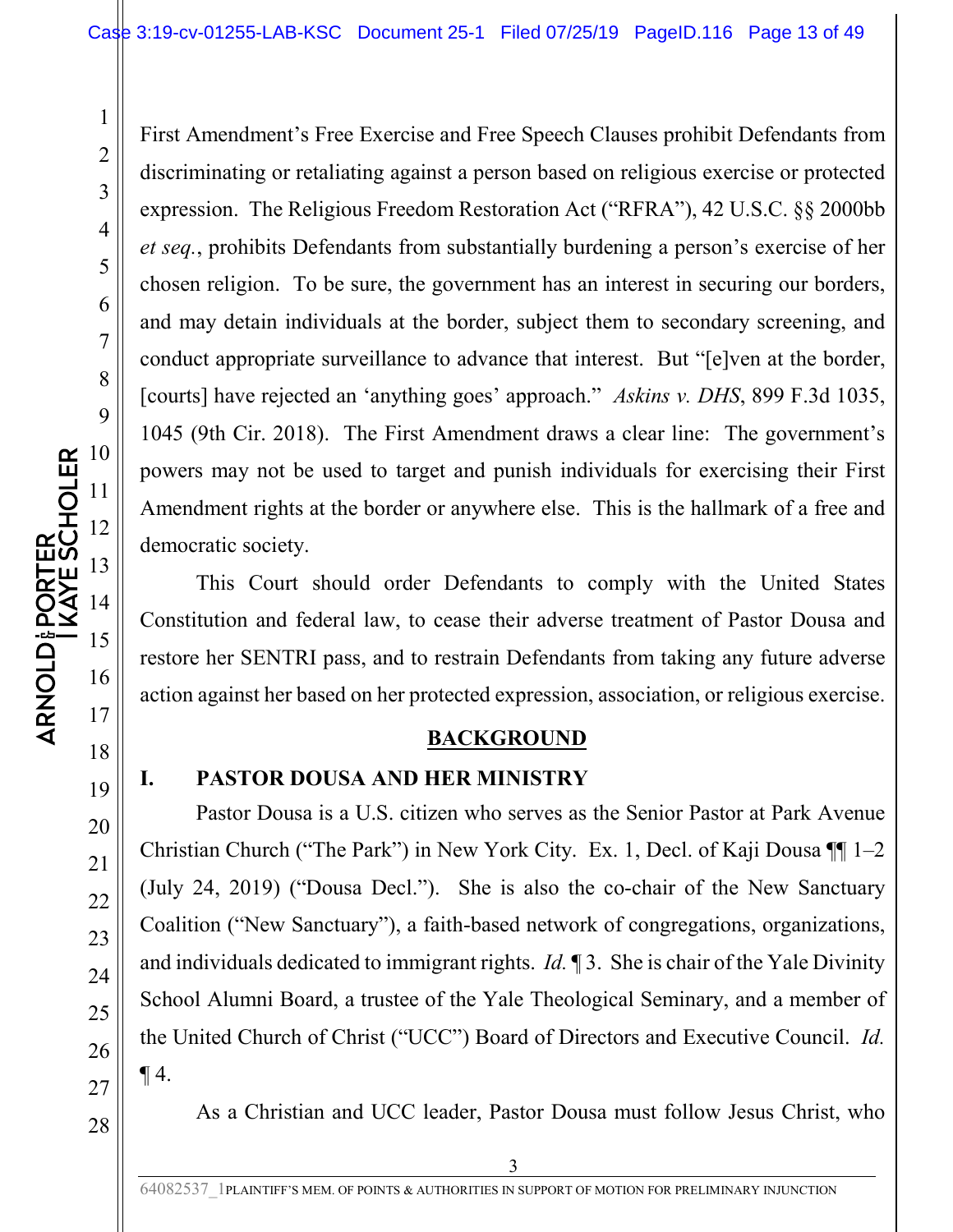First Amendment's Free Exercise and Free Speech Clauses prohibit Defendants from discriminating or retaliating against a person based on religious exercise or protected expression. The Religious Freedom Restoration Act ("RFRA"), 42 U.S.C. §§ 2000bb *et seq.*, prohibits Defendants from substantially burdening a person's exercise of her chosen religion. To be sure, the government has an interest in securing our borders, and may detain individuals at the border, subject them to secondary screening, and conduct appropriate surveillance to advance that interest. But "[e]ven at the border, [courts] have rejected an 'anything goes' approach." *Askins v. DHS*, 899 F.3d 1035, 1045 (9th Cir. 2018). The First Amendment draws a clear line: The government's powers may not be used to target and punish individuals for exercising their First Amendment rights at the border or anywhere else. This is the hallmark of a free and democratic society.

This Court should order Defendants to comply with the United States Constitution and federal law, to cease their adverse treatment of Pastor Dousa and restore her SENTRI pass, and to restrain Defendants from taking any future adverse action against her based on her protected expression, association, or religious exercise.

## BACKGROUND

### I. PASTOR DOUSA AND HER MINISTRY

Pastor Dousa is a U.S. citizen who serves as the Senior Pastor at Park Avenue Christian Church ("The Park") in New York City. Ex. 1, Decl. of Kaji Dousa ¶¶ 1–2 (July 24, 2019) ("Dousa Decl."). She is also the co-chair of the New Sanctuary Coalition ("New Sanctuary"), a faith-based network of congregations, organizations, and individuals dedicated to immigrant rights. *Id.* ¶ 3. She is chair of the Yale Divinity School Alumni Board, a trustee of the Yale Theological Seminary, and a member of the United Church of Christ ("UCC") Board of Directors and Executive Council. *Id.* ¶ 4.

As a Christian and UCC leader, Pastor Dousa must follow Jesus Christ, who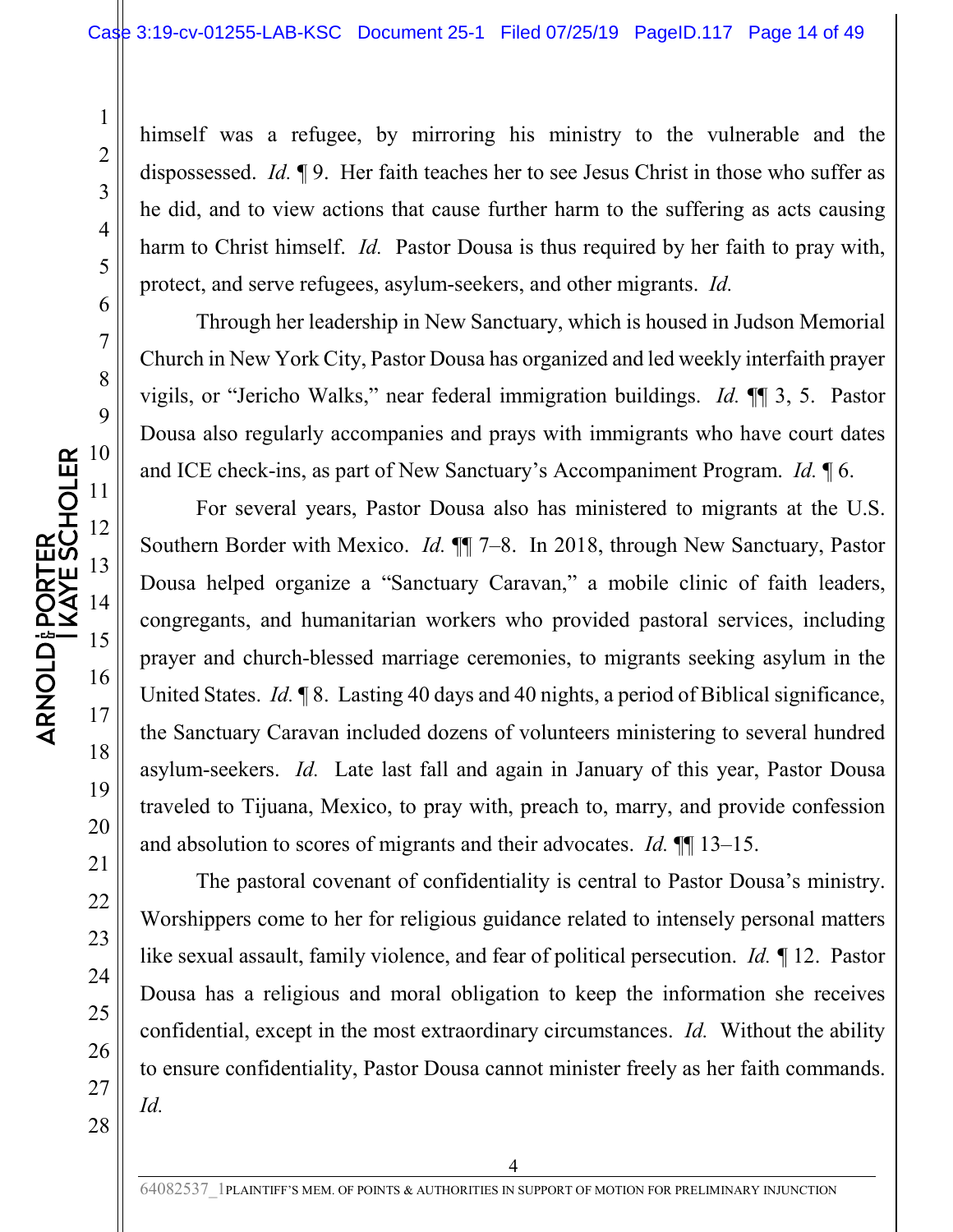himself was a refugee, by mirroring his ministry to the vulnerable and the dispossessed. *Id.* ¶ 9. Her faith teaches her to see Jesus Christ in those who suffer as he did, and to view actions that cause further harm to the suffering as acts causing harm to Christ himself. *Id.* Pastor Dousa is thus required by her faith to pray with, protect, and serve refugees, asylum-seekers, and other migrants. *Id.*

Through her leadership in New Sanctuary, which is housed in Judson Memorial Church in New York City, Pastor Dousa has organized and led weekly interfaith prayer vigils, or "Jericho Walks," near federal immigration buildings. *Id.* ¶¶ 3, 5. Pastor Dousa also regularly accompanies and prays with immigrants who have court dates and ICE check-ins, as part of New Sanctuary's Accompaniment Program. *Id.* ¶ 6.

For several years, Pastor Dousa also has ministered to migrants at the U.S. Southern Border with Mexico. *Id.* ¶¶ 7–8. In 2018, through New Sanctuary, Pastor Dousa helped organize a "Sanctuary Caravan," a mobile clinic of faith leaders, congregants, and humanitarian workers who provided pastoral services, including prayer and church-blessed marriage ceremonies, to migrants seeking asylum in the United States. *Id.* ¶ 8. Lasting 40 days and 40 nights, a period of Biblical significance, the Sanctuary Caravan included dozens of volunteers ministering to several hundred asylum-seekers. *Id.* Late last fall and again in January of this year, Pastor Dousa traveled to Tijuana, Mexico, to pray with, preach to, marry, and provide confession and absolution to scores of migrants and their advocates. *Id.* ¶¶ 13–15.

The pastoral covenant of confidentiality is central to Pastor Dousa's ministry. Worshippers come to her for religious guidance related to intensely personal matters like sexual assault, family violence, and fear of political persecution. *Id.* ¶ 12. Pastor Dousa has a religious and moral obligation to keep the information she receives confidential, except in the most extraordinary circumstances. *Id.* Without the ability to ensure confidentiality, Pastor Dousa cannot minister freely as her faith commands. *Id.*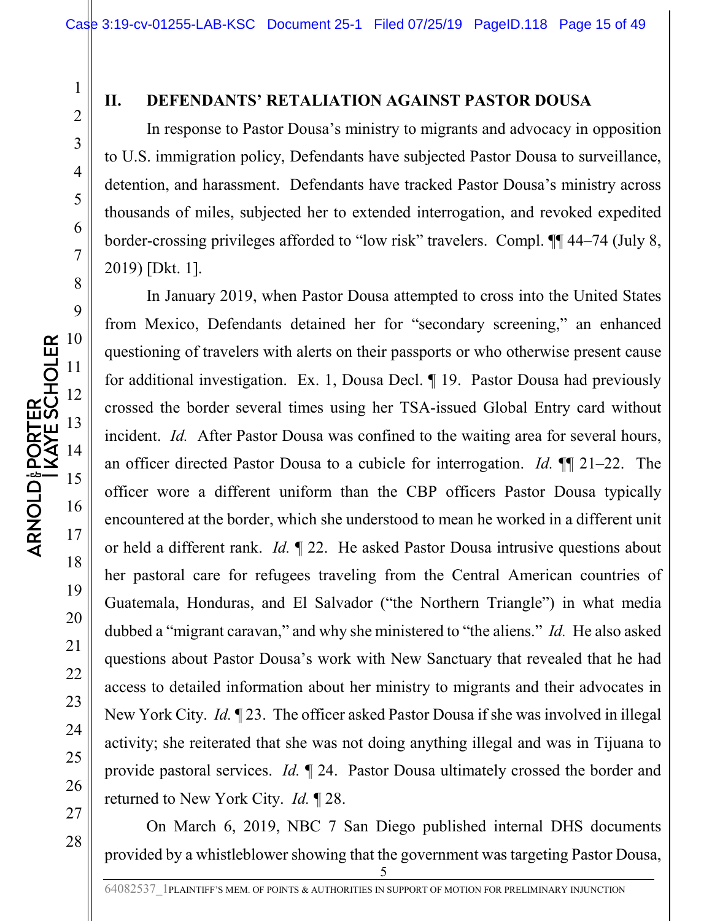## II. DEFENDANTS' RETALIATION AGAINST PASTOR DOUSA

In response to Pastor Dousa's ministry to migrants and advocacy in opposition to U.S. immigration policy, Defendants have subjected Pastor Dousa to surveillance, detention, and harassment. Defendants have tracked Pastor Dousa's ministry across thousands of miles, subjected her to extended interrogation, and revoked expedited border-crossing privileges afforded to "low risk" travelers. Compl. ¶¶ 44–74 (July 8, 2019) [Dkt. 1].

In January 2019, when Pastor Dousa attempted to cross into the United States from Mexico, Defendants detained her for "secondary screening," an enhanced questioning of travelers with alerts on their passports or who otherwise present cause for additional investigation. Ex. 1, Dousa Decl. ¶ 19. Pastor Dousa had previously crossed the border several times using her TSA-issued Global Entry card without incident. *Id.* After Pastor Dousa was confined to the waiting area for several hours, an officer directed Pastor Dousa to a cubicle for interrogation. *Id.* ¶¶ 21–22. The officer wore a different uniform than the CBP officers Pastor Dousa typically encountered at the border, which she understood to mean he worked in a different unit or held a different rank. *Id.* ¶ 22. He asked Pastor Dousa intrusive questions about her pastoral care for refugees traveling from the Central American countries of Guatemala, Honduras, and El Salvador ("the Northern Triangle") in what media dubbed a "migrant caravan," and why she ministered to "the aliens." *Id.* He also asked questions about Pastor Dousa's work with New Sanctuary that revealed that he had access to detailed information about her ministry to migrants and their advocates in New York City. *Id.* ¶ 23. The officer asked Pastor Dousa if she was involved in illegal activity; she reiterated that she was not doing anything illegal and was in Tijuana to provide pastoral services. *Id.* ¶ 24. Pastor Dousa ultimately crossed the border and returned to New York City. *Id.* ¶ 28.

On March 6, 2019, NBC 7 San Diego published internal DHS documents provided by a whistleblower showing that the government was targeting Pastor Dousa,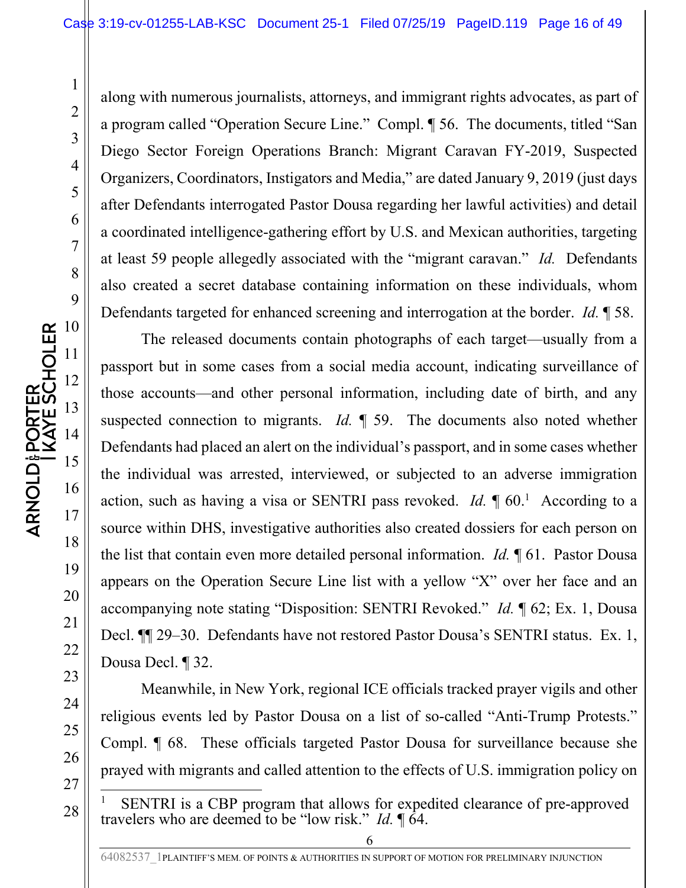along with numerous journalists, attorneys, and immigrant rights advocates, as part of a program called "Operation Secure Line." Compl. ¶ 56. The documents, titled "San Diego Sector Foreign Operations Branch: Migrant Caravan FY-2019, Suspected Organizers, Coordinators, Instigators and Media," are dated January 9, 2019 (just days after Defendants interrogated Pastor Dousa regarding her lawful activities) and detail a coordinated intelligence-gathering effort by U.S. and Mexican authorities, targeting at least 59 people allegedly associated with the "migrant caravan." *Id.* Defendants also created a secret database containing information on these individuals, whom Defendants targeted for enhanced screening and interrogation at the border. *Id.* ¶ 58.

The released documents contain photographs of each target—usually from a passport but in some cases from a social media account, indicating surveillance of those accounts—and other personal information, including date of birth, and any suspected connection to migrants. *Id.* ¶ 59. The documents also noted whether Defendants had placed an alert on the individual's passport, and in some cases whether the individual was arrested, interviewed, or subjected to an adverse immigration action, such as having a visa or SENTRI pass revoked. *Id.* ¶ 60.[1] According to a source within DHS, investigative authorities also created dossiers for each person on the list that contain even more detailed personal information. *Id.* ¶ 61. Pastor Dousa appears on the Operation Secure Line list with a yellow "X" over her face and an accompanying note stating "Disposition: SENTRI Revoked." *Id.* ¶ 62; Ex. 1, Dousa Decl. ¶¶ 29–30. Defendants have not restored Pastor Dousa's SENTRI status. Ex. 1, Dousa Decl. ¶ 32.

Meanwhile, in New York, regional ICE officials tracked prayer vigils and other religious events led by Pastor Dousa on a list of so-called "Anti-Trump Protests." Compl. ¶ 68. These officials targeted Pastor Dousa for surveillance because she prayed with migrants and called attention to the effects of U.S. immigration policy on

---

[1] SENTRI is a CBP program that allows for expedited clearance of pre-approved travelers who are deemed to be "low risk." *Id.* ¶ 64.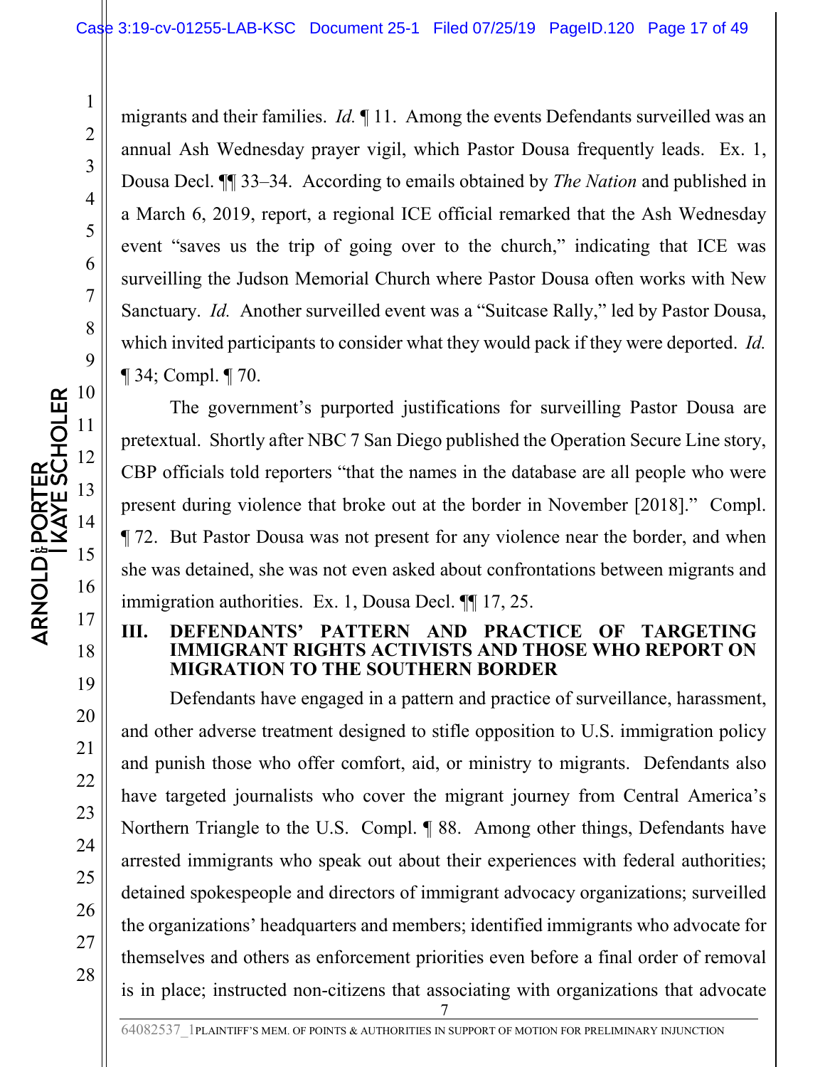migrants and their families. *Id.* ¶ 11. Among the events Defendants surveilled was an annual Ash Wednesday prayer vigil, which Pastor Dousa frequently leads. Ex. 1, Dousa Decl. ¶¶ 33–34. According to emails obtained by *The Nation* and published in a March 6, 2019, report, a regional ICE official remarked that the Ash Wednesday event "saves us the trip of going over to the church," indicating that ICE was surveilling the Judson Memorial Church where Pastor Dousa often works with New Sanctuary. *Id.* Another surveilled event was a "Suitcase Rally," led by Pastor Dousa, which invited participants to consider what they would pack if they were deported. *Id.* ¶ 34; Compl. ¶ 70.

The government's purported justifications for surveilling Pastor Dousa are pretextual. Shortly after NBC 7 San Diego published the Operation Secure Line story, CBP officials told reporters "that the names in the database are all people who were present during violence that broke out at the border in November [2018]." Compl. ¶ 72. But Pastor Dousa was not present for any violence near the border, and when she was detained, she was not even asked about confrontations between migrants and immigration authorities. Ex. 1, Dousa Decl. ¶¶ 17, 25.

## III. DEFENDANTS' PATTERN AND PRACTICE OF TARGETING IMMIGRANT RIGHTS ACTIVISTS AND THOSE WHO REPORT ON MIGRATION TO THE SOUTHERN BORDER

Defendants have engaged in a pattern and practice of surveillance, harassment, and other adverse treatment designed to stifle opposition to U.S. immigration policy and punish those who offer comfort, aid, or ministry to migrants. Defendants also have targeted journalists who cover the migrant journey from Central America's Northern Triangle to the U.S. Compl. ¶ 88. Among other things, Defendants have arrested immigrants who speak out about their experiences with federal authorities; detained spokespeople and directors of immigrant advocacy organizations; surveilled the organizations' headquarters and members; identified immigrants who advocate for themselves and others as enforcement priorities even before a final order of removal is in place; instructed non-citizens that associating with organizations that advocate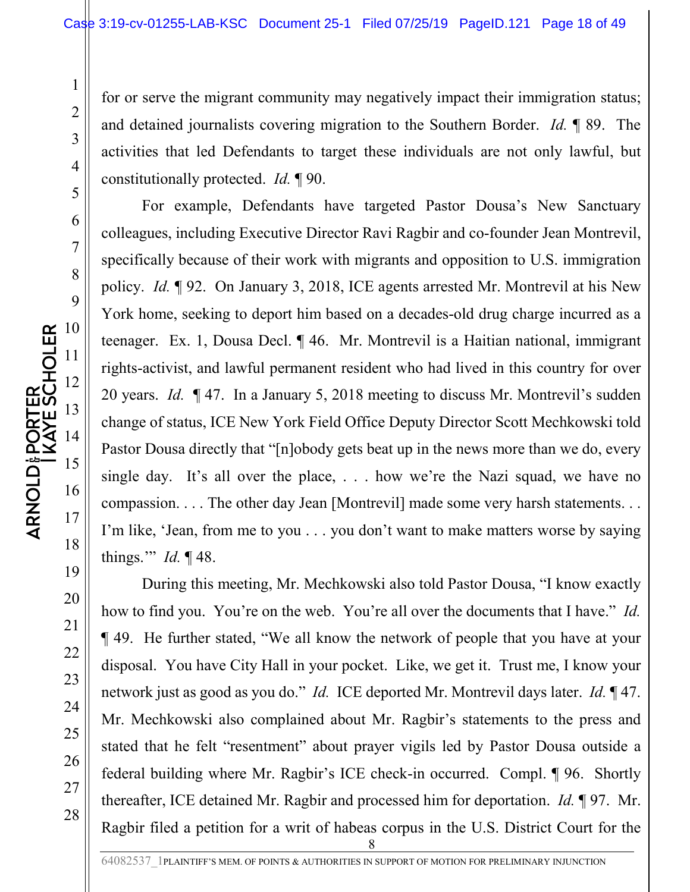for or serve the migrant community may negatively impact their immigration status; and detained journalists covering migration to the Southern Border. *Id.* ¶ 89. The activities that led Defendants to target these individuals are not only lawful, but constitutionally protected. *Id.* ¶ 90.

For example, Defendants have targeted Pastor Dousa's New Sanctuary colleagues, including Executive Director Ravi Ragbir and co-founder Jean Montrevil, specifically because of their work with migrants and opposition to U.S. immigration policy. *Id.* ¶ 92. On January 3, 2018, ICE agents arrested Mr. Montrevil at his New York home, seeking to deport him based on a decades-old drug charge incurred as a teenager. Ex. 1, Dousa Decl. ¶ 46. Mr. Montrevil is a Haitian national, immigrant rights-activist, and lawful permanent resident who had lived in this country for over 20 years. *Id.* ¶ 47. In a January 5, 2018 meeting to discuss Mr. Montrevil's sudden change of status, ICE New York Field Office Deputy Director Scott Mechkowski told Pastor Dousa directly that "[n]obody gets beat up in the news more than we do, every single day. It's all over the place, . . . how we're the Nazi squad, we have no compassion. . . . The other day Jean [Montrevil] made some very harsh statements. . . I'm like, 'Jean, from me to you . . . you don't want to make matters worse by saying things.'" *Id.* ¶ 48.

During this meeting, Mr. Mechkowski also told Pastor Dousa, "I know exactly how to find you. You're on the web. You're all over the documents that I have." *Id.* ¶ 49. He further stated, "We all know the network of people that you have at your disposal. You have City Hall in your pocket. Like, we get it. Trust me, I know your network just as good as you do." *Id.* ICE deported Mr. Montrevil days later. *Id.* ¶ 47. Mr. Mechkowski also complained about Mr. Ragbir's statements to the press and stated that he felt "resentment" about prayer vigils led by Pastor Dousa outside a federal building where Mr. Ragbir's ICE check-in occurred. Compl. ¶ 96. Shortly thereafter, ICE detained Mr. Ragbir and processed him for deportation. *Id.* ¶ 97. Mr. Ragbir filed a petition for a writ of habeas corpus in the U.S. District Court for the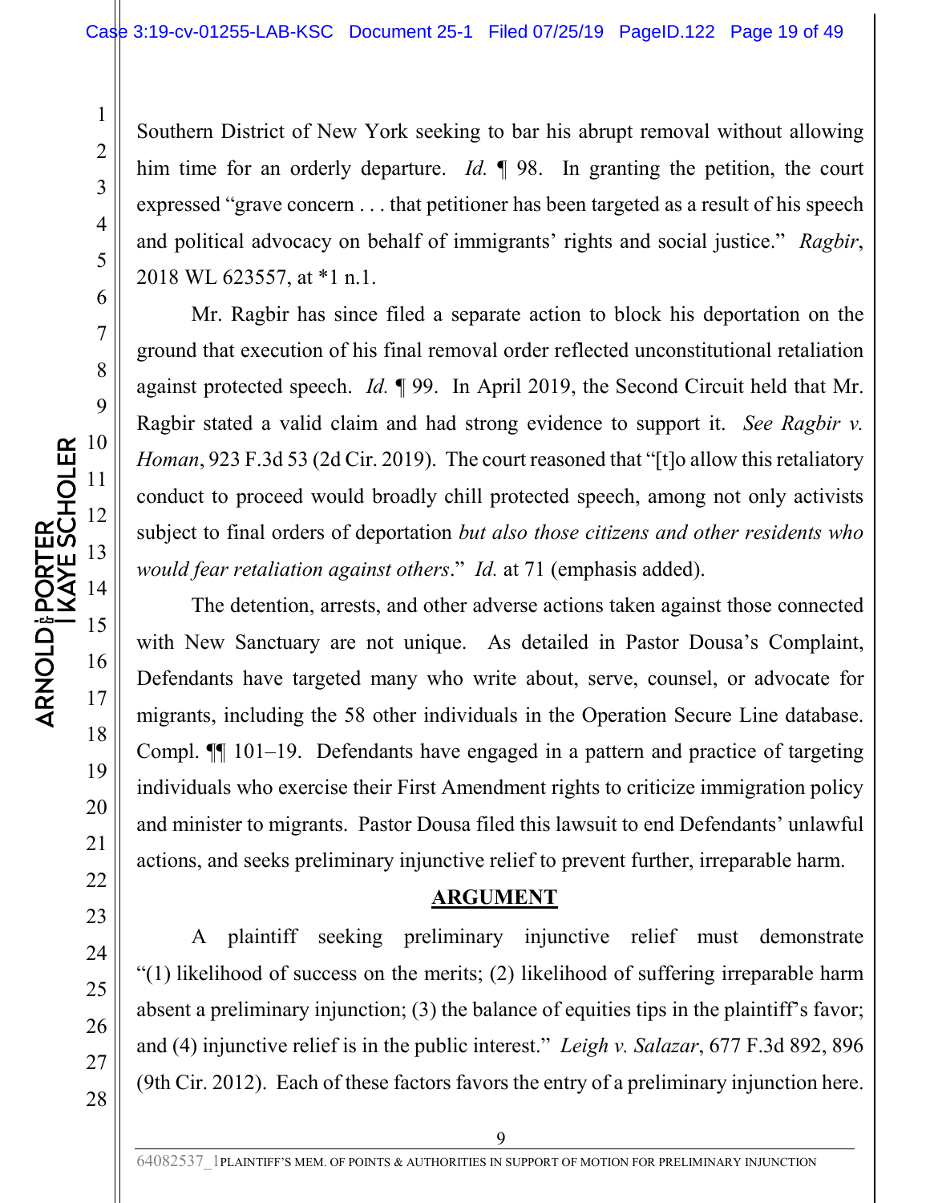Southern District of New York seeking to bar his abrupt removal without allowing him time for an orderly departure. *Id.* ¶ 98. In granting the petition, the court expressed "grave concern . . . that petitioner has been targeted as a result of his speech and political advocacy on behalf of immigrants' rights and social justice." *Ragbir*, 2018 WL 623557, at *1 n.1.

Mr. Ragbir has since filed a separate action to block his deportation on the ground that execution of his final removal order reflected unconstitutional retaliation against protected speech. *Id.* ¶ 99. In April 2019, the Second Circuit held that Mr. Ragbir stated a valid claim and had strong evidence to support it. *See Ragbir v. Homan*, 923 F.3d 53 (2d Cir. 2019). The court reasoned that "[t]o allow this retaliatory conduct to proceed would broadly chill protected speech, among not only activists subject to final orders of deportation *but also those citizens and other residents who would fear retaliation against others*." *Id.* at 71 (emphasis added).

The detention, arrests, and other adverse actions taken against those connected with New Sanctuary are not unique. As detailed in Pastor Dousa's Complaint, Defendants have targeted many who write about, serve, counsel, or advocate for migrants, including the 58 other individuals in the Operation Secure Line database. Compl. ¶¶ 101–19. Defendants have engaged in a pattern and practice of targeting individuals who exercise their First Amendment rights to criticize immigration policy and minister to migrants. Pastor Dousa filed this lawsuit to end Defendants' unlawful actions, and seeks preliminary injunctive relief to prevent further, irreparable harm.

## ARGUMENT

A plaintiff seeking preliminary injunctive relief must demonstrate "(1) likelihood of success on the merits; (2) likelihood of suffering irreparable harm absent a preliminary injunction; (3) the balance of equities tips in the plaintiff's favor; and (4) injunctive relief is in the public interest." *Leigh v. Salazar*, 677 F.3d 892, 896 (9th Cir. 2012). Each of these factors favors the entry of a preliminary injunction here.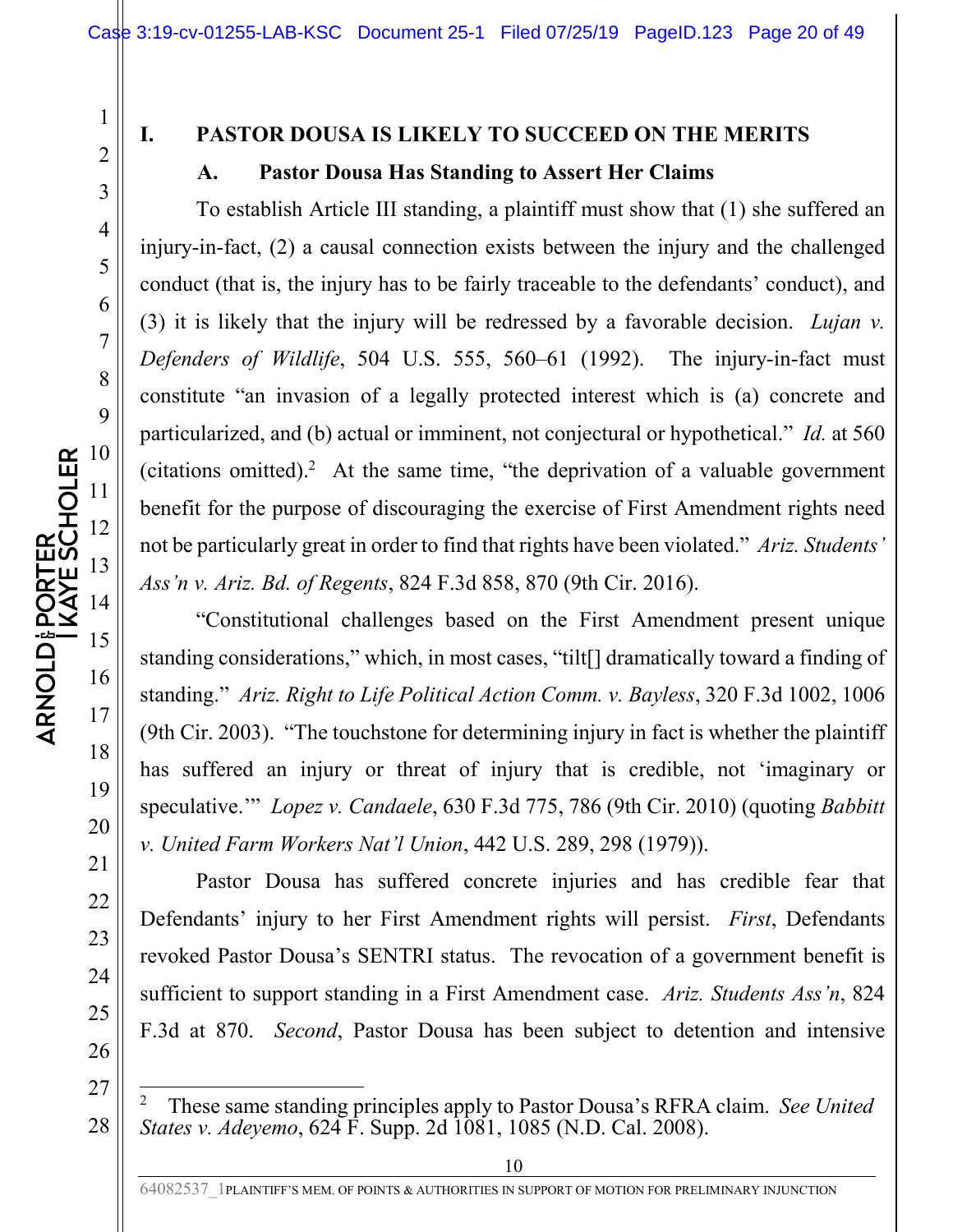# I. PASTOR DOUSA IS LIKELY TO SUCCEED ON THE MERITS

## A. Pastor Dousa Has Standing to Assert Her Claims

To establish Article III standing, a plaintiff must show that (1) she suffered an injury-in-fact, (2) a causal connection exists between the injury and the challenged conduct (that is, the injury has to be fairly traceable to the defendants' conduct), and (3) it is likely that the injury will be redressed by a favorable decision. *Lujan v. Defenders of Wildlife*, 504 U.S. 555, 560–61 (1992). The injury-in-fact must constitute "an invasion of a legally protected interest which is (a) concrete and particularized, and (b) actual or imminent, not conjectural or hypothetical." *Id.* at 560 (citations omitted).[2] At the same time, "the deprivation of a valuable government benefit for the purpose of discouraging the exercise of First Amendment rights need not be particularly great in order to find that rights have been violated." *Ariz. Students' Ass'n v. Ariz. Bd. of Regents*, 824 F.3d 858, 870 (9th Cir. 2016).

"Constitutional challenges based on the First Amendment present unique standing considerations," which, in most cases, "tilt[] dramatically toward a finding of standing." *Ariz. Right to Life Political Action Comm. v. Bayless*, 320 F.3d 1002, 1006 (9th Cir. 2003). "The touchstone for determining injury in fact is whether the plaintiff has suffered an injury or threat of injury that is credible, not 'imaginary or speculative.'" *Lopez v. Candaele*, 630 F.3d 775, 786 (9th Cir. 2010) (quoting *Babbitt v. United Farm Workers Nat'l Union*, 442 U.S. 289, 298 (1979)).

Pastor Dousa has suffered concrete injuries and has credible fear that Defendants' injury to her First Amendment rights will persist. *First*, Defendants revoked Pastor Dousa's SENTRI status. The revocation of a government benefit is sufficient to support standing in a First Amendment case. *Ariz. Students Ass'n*, 824 F.3d at 870. *Second*, Pastor Dousa has been subject to detention and intensive

---

[2] These same standing principles apply to Pastor Dousa's RFRA claim. *See United States v. Adeyemo*, 624 F. Supp. 2d 1081, 1085 (N.D. Cal. 2008).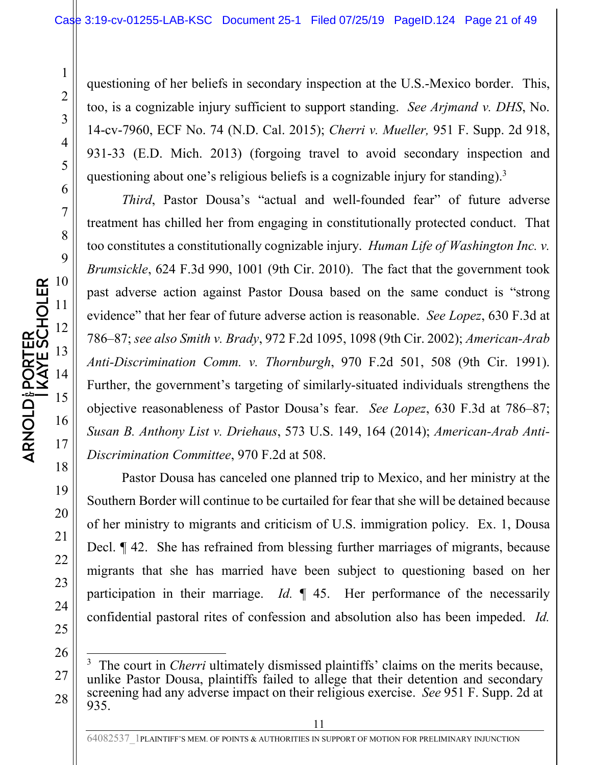questioning of her beliefs in secondary inspection at the U.S.-Mexico border. This, too, is a cognizable injury sufficient to support standing. *See Arjmand v. DHS*, No. 14-cv-7960, ECF No. 74 (N.D. Cal. 2015); *Cherri v. Mueller,* 951 F. Supp. 2d 918, 931-33 (E.D. Mich. 2013) (forgoing travel to avoid secondary inspection and questioning about one's religious beliefs is a cognizable injury for standing).[3]

*Third*, Pastor Dousa's "actual and well-founded fear" of future adverse treatment has chilled her from engaging in constitutionally protected conduct. That too constitutes a constitutionally cognizable injury. *Human Life of Washington Inc. v. Brumsickle*, 624 F.3d 990, 1001 (9th Cir. 2010). The fact that the government took past adverse action against Pastor Dousa based on the same conduct is "strong evidence" that her fear of future adverse action is reasonable. *See Lopez*, 630 F.3d at 786–87; *see also Smith v. Brady*, 972 F.2d 1095, 1098 (9th Cir. 2002); *American-Arab Anti-Discrimination Comm. v. Thornburgh*, 970 F.2d 501, 508 (9th Cir. 1991). Further, the government's targeting of similarly-situated individuals strengthens the objective reasonableness of Pastor Dousa's fear. *See Lopez*, 630 F.3d at 786–87; *Susan B. Anthony List v. Driehaus*, 573 U.S. 149, 164 (2014); *American-Arab Anti-Discrimination Committee*, 970 F.2d at 508.

Pastor Dousa has canceled one planned trip to Mexico, and her ministry at the Southern Border will continue to be curtailed for fear that she will be detained because of her ministry to migrants and criticism of U.S. immigration policy. Ex. 1, Dousa Decl. ¶ 42. She has refrained from blessing further marriages of migrants, because migrants that she has married have been subject to questioning based on her participation in their marriage. *Id.* ¶ 45. Her performance of the necessarily confidential pastoral rites of confession and absolution also has been impeded. *Id.*

---

[3] The court in *Cherri* ultimately dismissed plaintiffs' claims on the merits because, unlike Pastor Dousa, plaintiffs failed to allege that their detention and secondary screening had any adverse impact on their religious exercise. *See* 951 F. Supp. 2d at 935.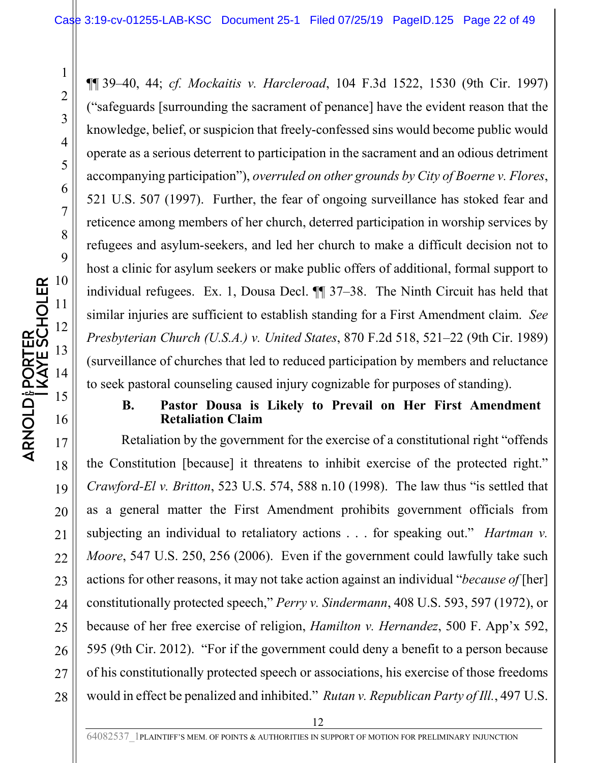¶¶ 39–40, 44; *cf. Mockaitis v. Harcleroad*, 104 F.3d 1522, 1530 (9th Cir. 1997) ("safeguards [surrounding the sacrament of penance] have the evident reason that the knowledge, belief, or suspicion that freely-confessed sins would become public would operate as a serious deterrent to participation in the sacrament and an odious detriment accompanying participation"), *overruled on other grounds by City of Boerne v. Flores*, 521 U.S. 507 (1997). Further, the fear of ongoing surveillance has stoked fear and reticence among members of her church, deterred participation in worship services by refugees and asylum-seekers, and led her church to make a difficult decision not to host a clinic for asylum seekers or make public offers of additional, formal support to individual refugees. Ex. 1, Dousa Decl. ¶¶ 37–38. The Ninth Circuit has held that similar injuries are sufficient to establish standing for a First Amendment claim. *See Presbyterian Church (U.S.A.) v. United States*, 870 F.2d 518, 521–22 (9th Cir. 1989) (surveillance of churches that led to reduced participation by members and reluctance to seek pastoral counseling caused injury cognizable for purposes of standing).

### B. Pastor Dousa is Likely to Prevail on Her First Amendment Retaliation Claim

Retaliation by the government for the exercise of a constitutional right "offends the Constitution [because] it threatens to inhibit exercise of the protected right." *Crawford-El v. Britton*, 523 U.S. 574, 588 n.10 (1998). The law thus "is settled that as a general matter the First Amendment prohibits government officials from subjecting an individual to retaliatory actions . . . for speaking out." *Hartman v. Moore*, 547 U.S. 250, 256 (2006). Even if the government could lawfully take such actions for other reasons, it may not take action against an individual "*because of* [her] constitutionally protected speech," *Perry v. Sindermann*, 408 U.S. 593, 597 (1972), or because of her free exercise of religion, *Hamilton v. Hernandez*, 500 F. App'x 592, 595 (9th Cir. 2012). "For if the government could deny a benefit to a person because of his constitutionally protected speech or associations, his exercise of those freedoms would in effect be penalized and inhibited." *Rutan v. Republican Party of Ill.*, 497 U.S.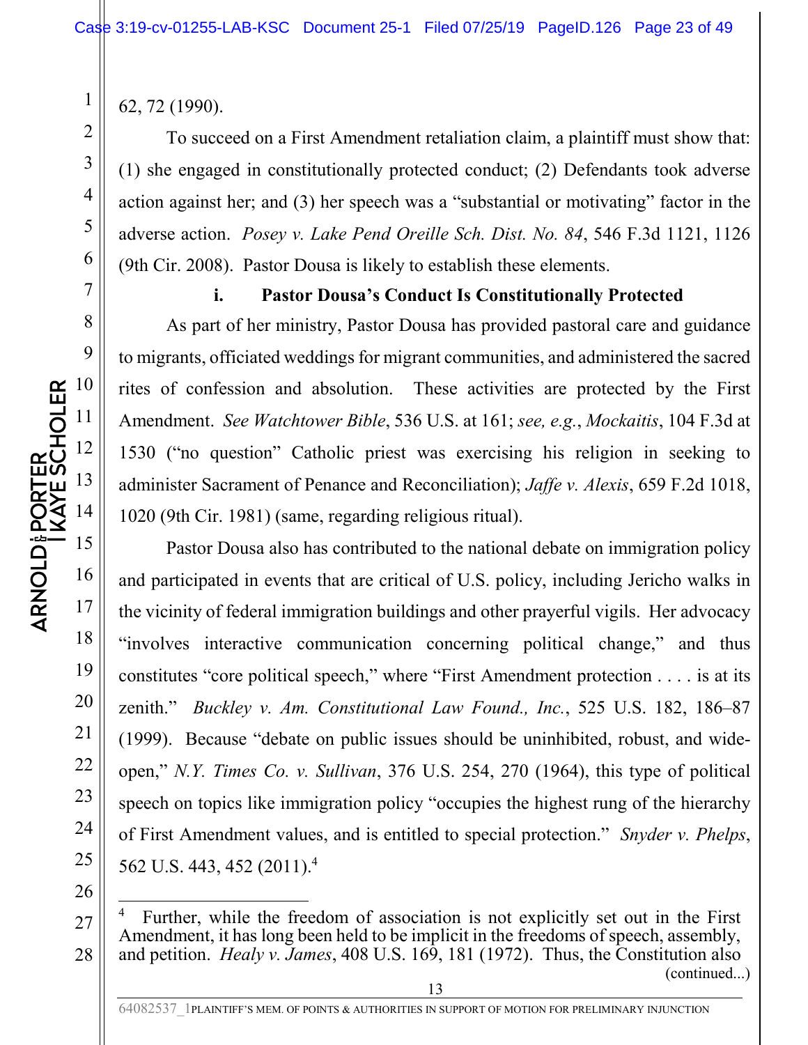62, 72 (1990).

To succeed on a First Amendment retaliation claim, a plaintiff must show that: (1) she engaged in constitutionally protected conduct; (2) Defendants took adverse action against her; and (3) her speech was a "substantial or motivating" factor in the adverse action. *Posey v. Lake Pend Oreille Sch. Dist. No. 84*, 546 F.3d 1121, 1126 (9th Cir. 2008). Pastor Dousa is likely to establish these elements.

**i. Pastor Dousa's Conduct Is Constitutionally Protected**

As part of her ministry, Pastor Dousa has provided pastoral care and guidance to migrants, officiated weddings for migrant communities, and administered the sacred rites of confession and absolution. These activities are protected by the First Amendment. *See Watchtower Bible*, 536 U.S. at 161; *see, e.g.*, *Mockaitis*, 104 F.3d at 1530 ("no question" Catholic priest was exercising his religion in seeking to administer Sacrament of Penance and Reconciliation); *Jaffe v. Alexis*, 659 F.2d 1018, 1020 (9th Cir. 1981) (same, regarding religious ritual).

Pastor Dousa also has contributed to the national debate on immigration policy and participated in events that are critical of U.S. policy, including Jericho walks in the vicinity of federal immigration buildings and other prayerful vigils. Her advocacy "involves interactive communication concerning political change," and thus constitutes "core political speech," where "First Amendment protection . . . . is at its zenith." *Buckley v. Am. Constitutional Law Found., Inc.*, 525 U.S. 182, 186–87 (1999). Because "debate on public issues should be uninhibited, robust, and wide-open," *N.Y. Times Co. v. Sullivan*, 376 U.S. 254, 270 (1964), this type of political speech on topics like immigration policy "occupies the highest rung of the hierarchy of First Amendment values, and is entitled to special protection." *Snyder v. Phelps*, 562 U.S. 443, 452 (2011).[4]

---

[4] Further, while the freedom of association is not explicitly set out in the First Amendment, it has long been held to be implicit in the freedoms of speech, assembly, and petition. *Healy v. James*, 408 U.S. 169, 181 (1972). Thus, the Constitution also (continued...)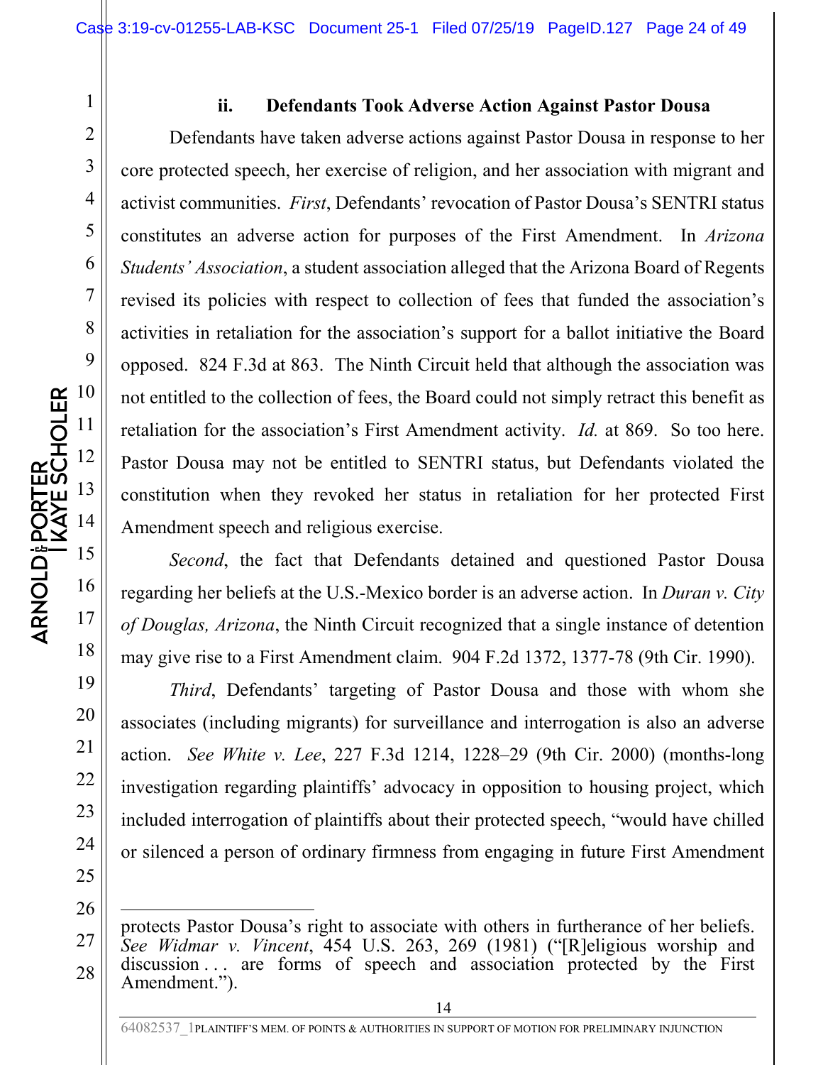### ii. Defendants Took Adverse Action Against Pastor Dousa

Defendants have taken adverse actions against Pastor Dousa in response to her core protected speech, her exercise of religion, and her association with migrant and activist communities. *First*, Defendants' revocation of Pastor Dousa's SENTRI status constitutes an adverse action for purposes of the First Amendment. In *Arizona Students' Association*, a student association alleged that the Arizona Board of Regents revised its policies with respect to collection of fees that funded the association's activities in retaliation for the association's support for a ballot initiative the Board opposed. 824 F.3d at 863. The Ninth Circuit held that although the association was not entitled to the collection of fees, the Board could not simply retract this benefit as retaliation for the association's First Amendment activity. *Id.* at 869. So too here. Pastor Dousa may not be entitled to SENTRI status, but Defendants violated the constitution when they revoked her status in retaliation for her protected First Amendment speech and religious exercise.

*Second*, the fact that Defendants detained and questioned Pastor Dousa regarding her beliefs at the U.S.-Mexico border is an adverse action. In *Duran v. City of Douglas, Arizona*, the Ninth Circuit recognized that a single instance of detention may give rise to a First Amendment claim. 904 F.2d 1372, 1377-78 (9th Cir. 1990).

*Third*, Defendants' targeting of Pastor Dousa and those with whom she associates (including migrants) for surveillance and interrogation is also an adverse action. *See White v. Lee*, 227 F.3d 1214, 1228–29 (9th Cir. 2000) (months-long investigation regarding plaintiffs' advocacy in opposition to housing project, which included interrogation of plaintiffs about their protected speech, "would have chilled or silenced a person of ordinary firmness from engaging in future First Amendment

---

protects Pastor Dousa's right to associate with others in furtherance of her beliefs. *See Widmar v. Vincent*, 454 U.S. 263, 269 (1981) ("[R]eligious worship and discussion . . . are forms of speech and association protected by the First Amendment.").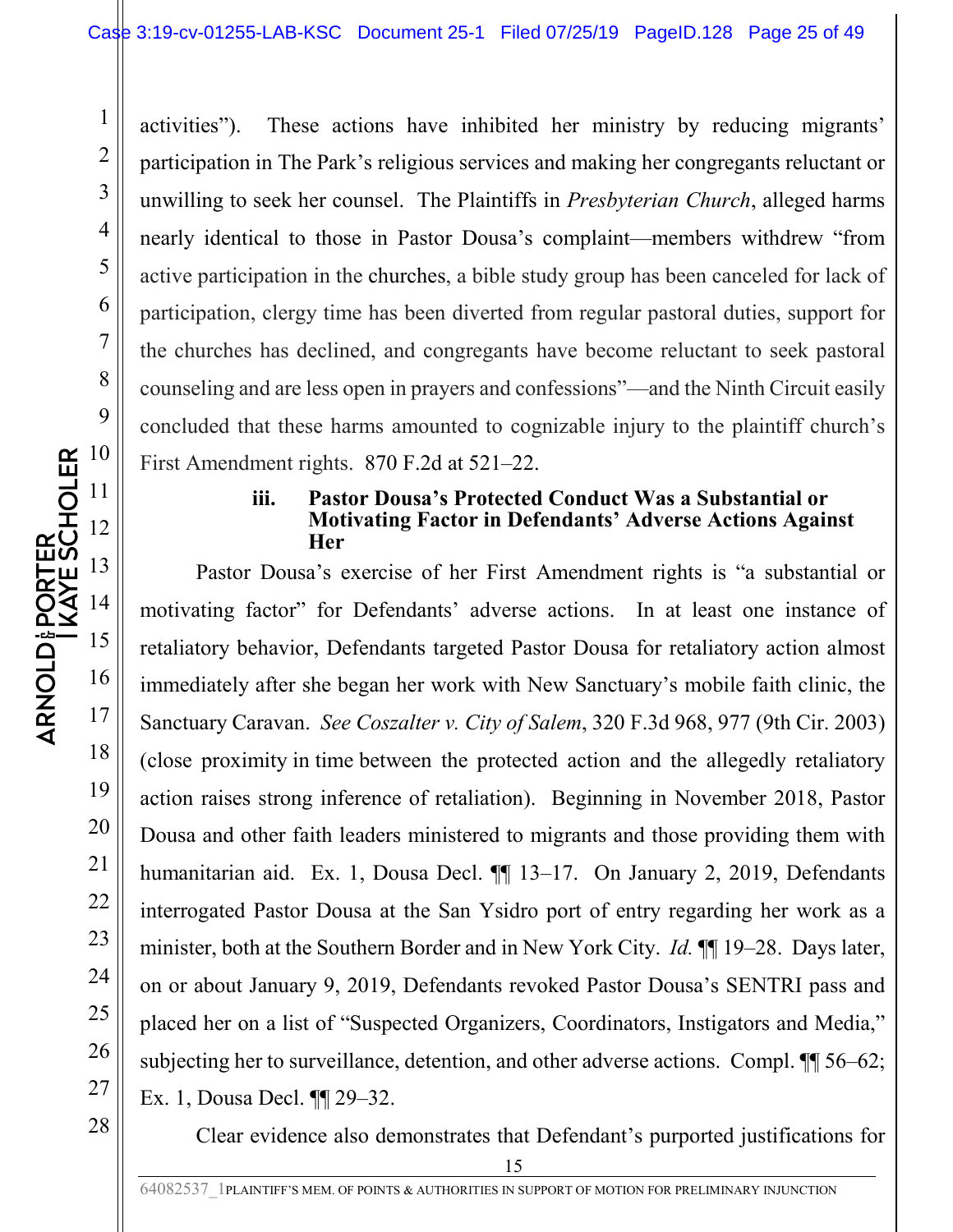activities"). These actions have inhibited her ministry by reducing migrants' participation in The Park's religious services and making her congregants reluctant or unwilling to seek her counsel. The Plaintiffs in *Presbyterian Church*, alleged harms nearly identical to those in Pastor Dousa's complaint—members withdrew "from active participation in the churches, a bible study group has been canceled for lack of participation, clergy time has been diverted from regular pastoral duties, support for the churches has declined, and congregants have become reluctant to seek pastoral counseling and are less open in prayers and confessions"—and the Ninth Circuit easily concluded that these harms amounted to cognizable injury to the plaintiff church's First Amendment rights. 870 F.2d at 521–22.

#### iii. Pastor Dousa's Protected Conduct Was a Substantial or Motivating Factor in Defendants' Adverse Actions Against Her

Pastor Dousa's exercise of her First Amendment rights is "a substantial or motivating factor" for Defendants' adverse actions. In at least one instance of retaliatory behavior, Defendants targeted Pastor Dousa for retaliatory action almost immediately after she began her work with New Sanctuary's mobile faith clinic, the Sanctuary Caravan. *See Coszalter v. City of Salem*, 320 F.3d 968, 977 (9th Cir. 2003) (close proximity in time between the protected action and the allegedly retaliatory action raises strong inference of retaliation). Beginning in November 2018, Pastor Dousa and other faith leaders ministered to migrants and those providing them with humanitarian aid. Ex. 1, Dousa Decl. ¶¶ 13–17. On January 2, 2019, Defendants interrogated Pastor Dousa at the San Ysidro port of entry regarding her work as a minister, both at the Southern Border and in New York City. *Id.* ¶¶ 19–28. Days later, on or about January 9, 2019, Defendants revoked Pastor Dousa's SENTRI pass and placed her on a list of "Suspected Organizers, Coordinators, Instigators and Media," subjecting her to surveillance, detention, and other adverse actions. Compl. ¶¶ 56–62; Ex. 1, Dousa Decl. ¶¶ 29–32.

Clear evidence also demonstrates that Defendant's purported justifications for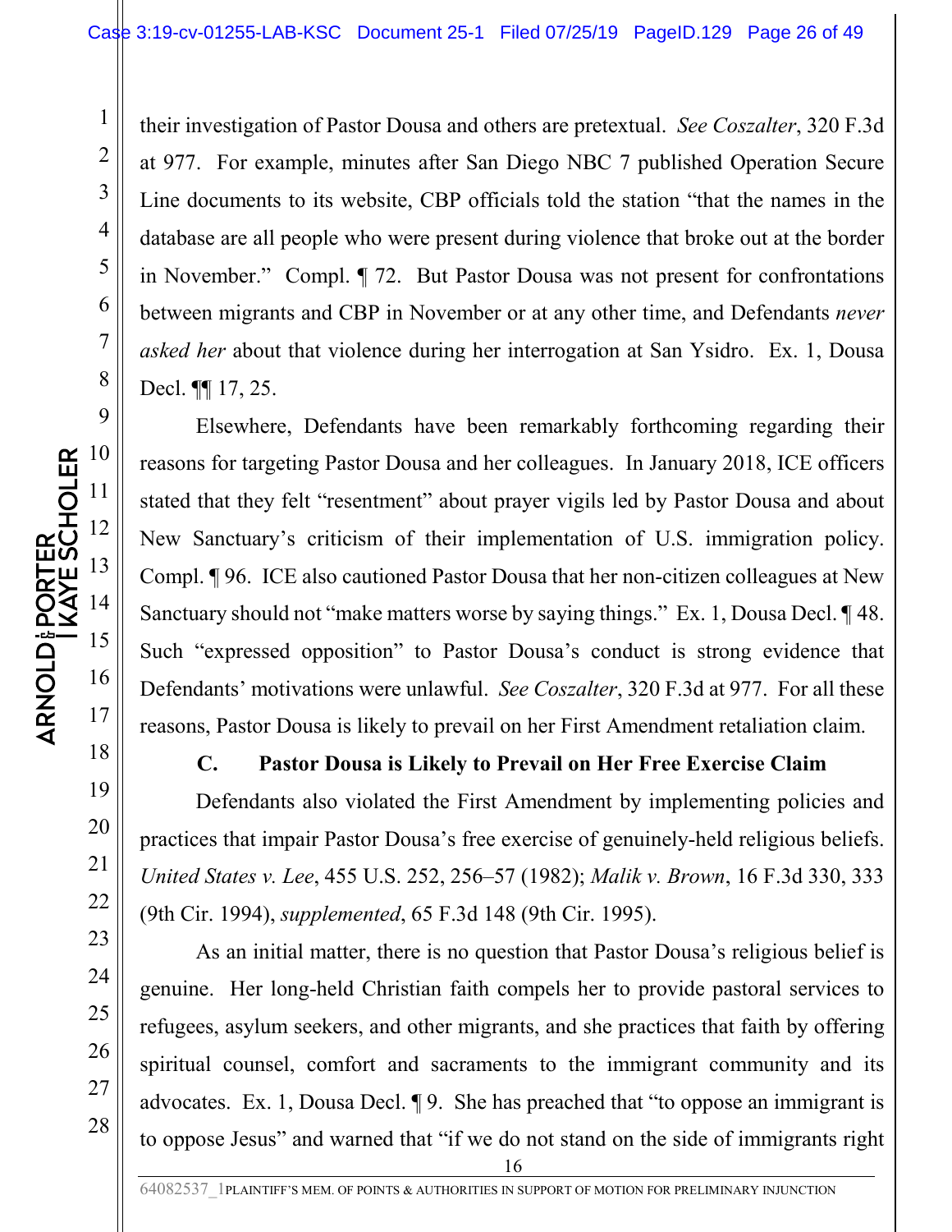their investigation of Pastor Dousa and others are pretextual. *See Coszalter*, 320 F.3d at 977. For example, minutes after San Diego NBC 7 published Operation Secure Line documents to its website, CBP officials told the station "that the names in the database are all people who were present during violence that broke out at the border in November." Compl. ¶ 72. But Pastor Dousa was not present for confrontations between migrants and CBP in November or at any other time, and Defendants *never asked her* about that violence during her interrogation at San Ysidro. Ex. 1, Dousa Decl. ¶¶ 17, 25.

Elsewhere, Defendants have been remarkably forthcoming regarding their reasons for targeting Pastor Dousa and her colleagues. In January 2018, ICE officers stated that they felt "resentment" about prayer vigils led by Pastor Dousa and about New Sanctuary's criticism of their implementation of U.S. immigration policy. Compl. ¶ 96. ICE also cautioned Pastor Dousa that her non-citizen colleagues at New Sanctuary should not "make matters worse by saying things." Ex. 1, Dousa Decl. ¶ 48. Such "expressed opposition" to Pastor Dousa's conduct is strong evidence that Defendants' motivations were unlawful. *See Coszalter*, 320 F.3d at 977. For all these reasons, Pastor Dousa is likely to prevail on her First Amendment retaliation claim.

### C. Pastor Dousa is Likely to Prevail on Her Free Exercise Claim

Defendants also violated the First Amendment by implementing policies and practices that impair Pastor Dousa's free exercise of genuinely-held religious beliefs. *United States v. Lee*, 455 U.S. 252, 256–57 (1982); *Malik v. Brown*, 16 F.3d 330, 333 (9th Cir. 1994), *supplemented*, 65 F.3d 148 (9th Cir. 1995).

As an initial matter, there is no question that Pastor Dousa's religious belief is genuine. Her long-held Christian faith compels her to provide pastoral services to refugees, asylum seekers, and other migrants, and she practices that faith by offering spiritual counsel, comfort and sacraments to the immigrant community and its advocates. Ex. 1, Dousa Decl. ¶ 9. She has preached that "to oppose an immigrant is to oppose Jesus" and warned that "if we do not stand on the side of immigrants right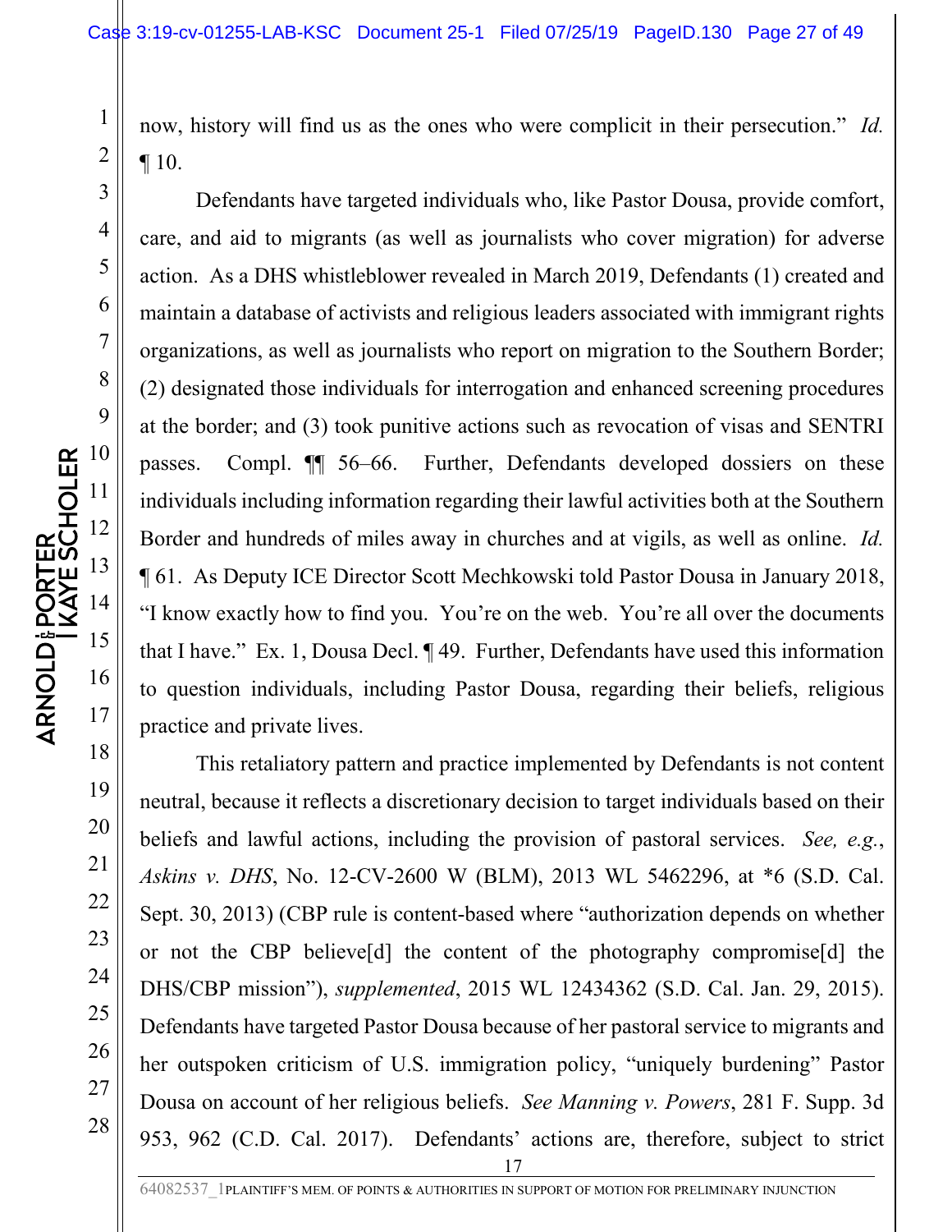now, history will find us as the ones who were complicit in their persecution." *Id.* ¶ 10.

Defendants have targeted individuals who, like Pastor Dousa, provide comfort, care, and aid to migrants (as well as journalists who cover migration) for adverse action. As a DHS whistleblower revealed in March 2019, Defendants (1) created and maintain a database of activists and religious leaders associated with immigrant rights organizations, as well as journalists who report on migration to the Southern Border; (2) designated those individuals for interrogation and enhanced screening procedures at the border; and (3) took punitive actions such as revocation of visas and SENTRI passes. Compl. ¶¶ 56–66. Further, Defendants developed dossiers on these individuals including information regarding their lawful activities both at the Southern Border and hundreds of miles away in churches and at vigils, as well as online. *Id.* ¶ 61. As Deputy ICE Director Scott Mechkowski told Pastor Dousa in January 2018, "I know exactly how to find you. You're on the web. You're all over the documents that I have." Ex. 1, Dousa Decl. ¶ 49. Further, Defendants have used this information to question individuals, including Pastor Dousa, regarding their beliefs, religious practice and private lives.

This retaliatory pattern and practice implemented by Defendants is not content neutral, because it reflects a discretionary decision to target individuals based on their beliefs and lawful actions, including the provision of pastoral services. *See, e.g.*, *Askins v. DHS*, No. 12-CV-2600 W (BLM), 2013 WL 5462296, at *6 (S.D. Cal. Sept. 30, 2013) (CBP rule is content-based where "authorization depends on whether or not the CBP believe[d] the content of the photography compromise[d] the DHS/CBP mission"), *supplemented*, 2015 WL 12434362 (S.D. Cal. Jan. 29, 2015). Defendants have targeted Pastor Dousa because of her pastoral service to migrants and her outspoken criticism of U.S. immigration policy, "uniquely burdening" Pastor Dousa on account of her religious beliefs. *See Manning v. Powers*, 281 F. Supp. 3d 953, 962 (C.D. Cal. 2017). Defendants' actions are, therefore, subject to strict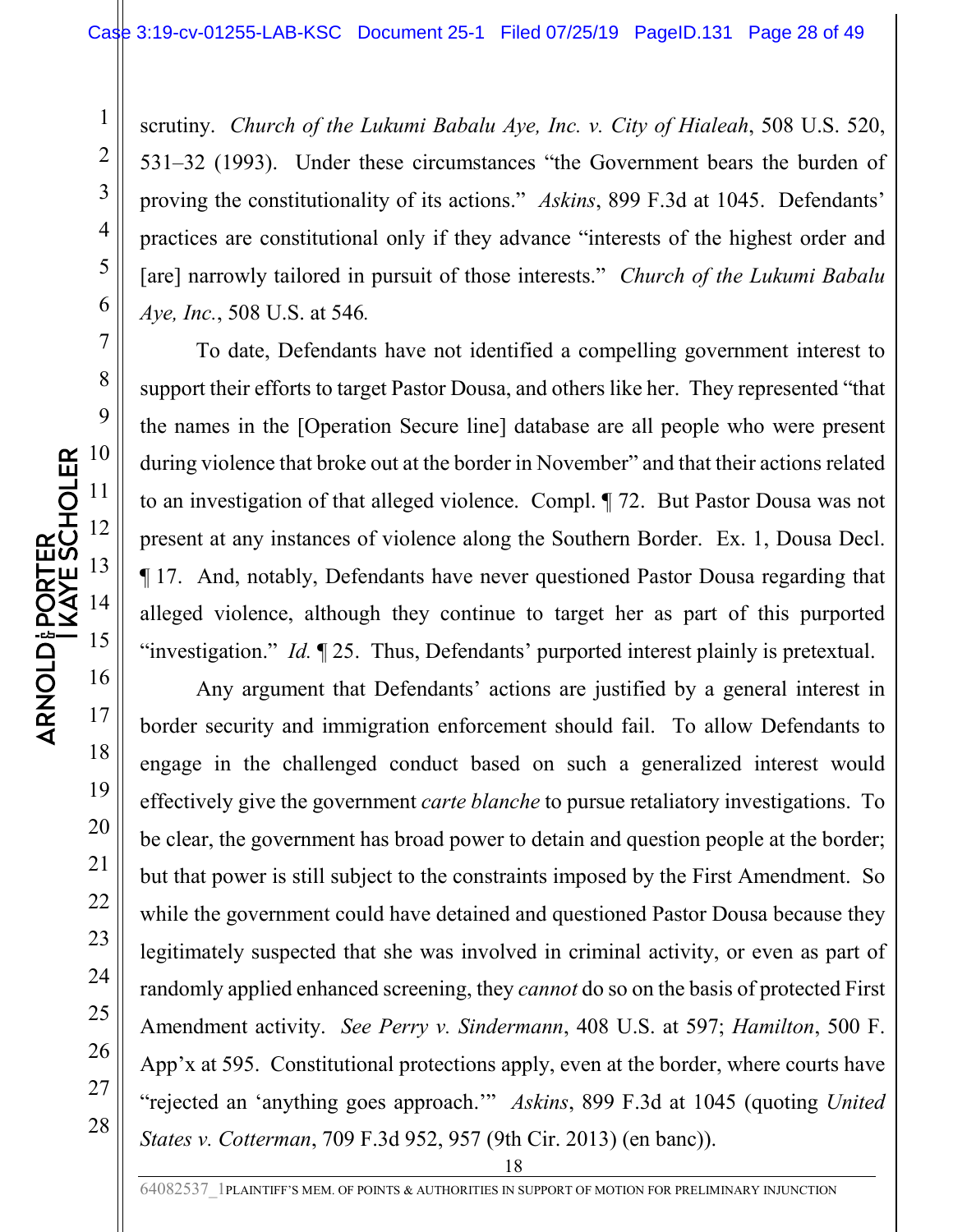scrutiny. *Church of the Lukumi Babalu Aye, Inc. v. City of Hialeah*, 508 U.S. 520, 531–32 (1993). Under these circumstances "the Government bears the burden of proving the constitutionality of its actions." *Askins*, 899 F.3d at 1045. Defendants' practices are constitutional only if they advance "interests of the highest order and [are] narrowly tailored in pursuit of those interests." *Church of the Lukumi Babalu Aye, Inc.*, 508 U.S. at 546.

To date, Defendants have not identified a compelling government interest to support their efforts to target Pastor Dousa, and others like her. They represented "that the names in the [Operation Secure line] database are all people who were present during violence that broke out at the border in November" and that their actions related to an investigation of that alleged violence. Compl. ¶ 72. But Pastor Dousa was not present at any instances of violence along the Southern Border. Ex. 1, Dousa Decl. ¶ 17. And, notably, Defendants have never questioned Pastor Dousa regarding that alleged violence, although they continue to target her as part of this purported "investigation." *Id.* ¶ 25. Thus, Defendants' purported interest plainly is pretextual.

Any argument that Defendants' actions are justified by a general interest in border security and immigration enforcement should fail. To allow Defendants to engage in the challenged conduct based on such a generalized interest would effectively give the government *carte blanche* to pursue retaliatory investigations. To be clear, the government has broad power to detain and question people at the border; but that power is still subject to the constraints imposed by the First Amendment. So while the government could have detained and questioned Pastor Dousa because they legitimately suspected that she was involved in criminal activity, or even as part of randomly applied enhanced screening, they *cannot* do so on the basis of protected First Amendment activity. *See Perry v. Sindermann*, 408 U.S. at 597; *Hamilton*, 500 F. App'x at 595. Constitutional protections apply, even at the border, where courts have "rejected an 'anything goes approach.'" *Askins*, 899 F.3d at 1045 (quoting *United States v. Cotterman*, 709 F.3d 952, 957 (9th Cir. 2013) (en banc)).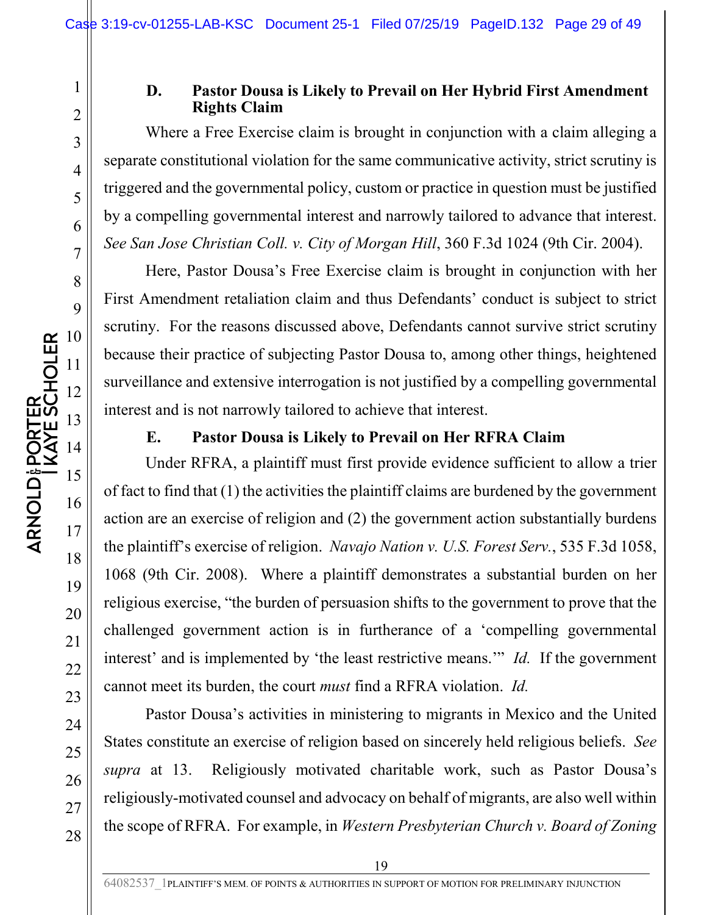### D. Pastor Dousa is Likely to Prevail on Her Hybrid First Amendment Rights Claim

Where a Free Exercise claim is brought in conjunction with a claim alleging a separate constitutional violation for the same communicative activity, strict scrutiny is triggered and the governmental policy, custom or practice in question must be justified by a compelling governmental interest and narrowly tailored to advance that interest. *See San Jose Christian Coll. v. City of Morgan Hill*, 360 F.3d 1024 (9th Cir. 2004).

Here, Pastor Dousa's Free Exercise claim is brought in conjunction with her First Amendment retaliation claim and thus Defendants' conduct is subject to strict scrutiny. For the reasons discussed above, Defendants cannot survive strict scrutiny because their practice of subjecting Pastor Dousa to, among other things, heightened surveillance and extensive interrogation is not justified by a compelling governmental interest and is not narrowly tailored to achieve that interest.

### E. Pastor Dousa is Likely to Prevail on Her RFRA Claim

Under RFRA, a plaintiff must first provide evidence sufficient to allow a trier of fact to find that (1) the activities the plaintiff claims are burdened by the government action are an exercise of religion and (2) the government action substantially burdens the plaintiff's exercise of religion. *Navajo Nation v. U.S. Forest Serv.*, 535 F.3d 1058, 1068 (9th Cir. 2008). Where a plaintiff demonstrates a substantial burden on her religious exercise, "the burden of persuasion shifts to the government to prove that the challenged government action is in furtherance of a 'compelling governmental interest' and is implemented by 'the least restrictive means.'" *Id.* If the government cannot meet its burden, the court *must* find a RFRA violation. *Id.*

Pastor Dousa's activities in ministering to migrants in Mexico and the United States constitute an exercise of religion based on sincerely held religious beliefs. *See supra* at 13. Religiously motivated charitable work, such as Pastor Dousa's religiously-motivated counsel and advocacy on behalf of migrants, are also well within the scope of RFRA. For example, in *Western Presbyterian Church v. Board of Zoning*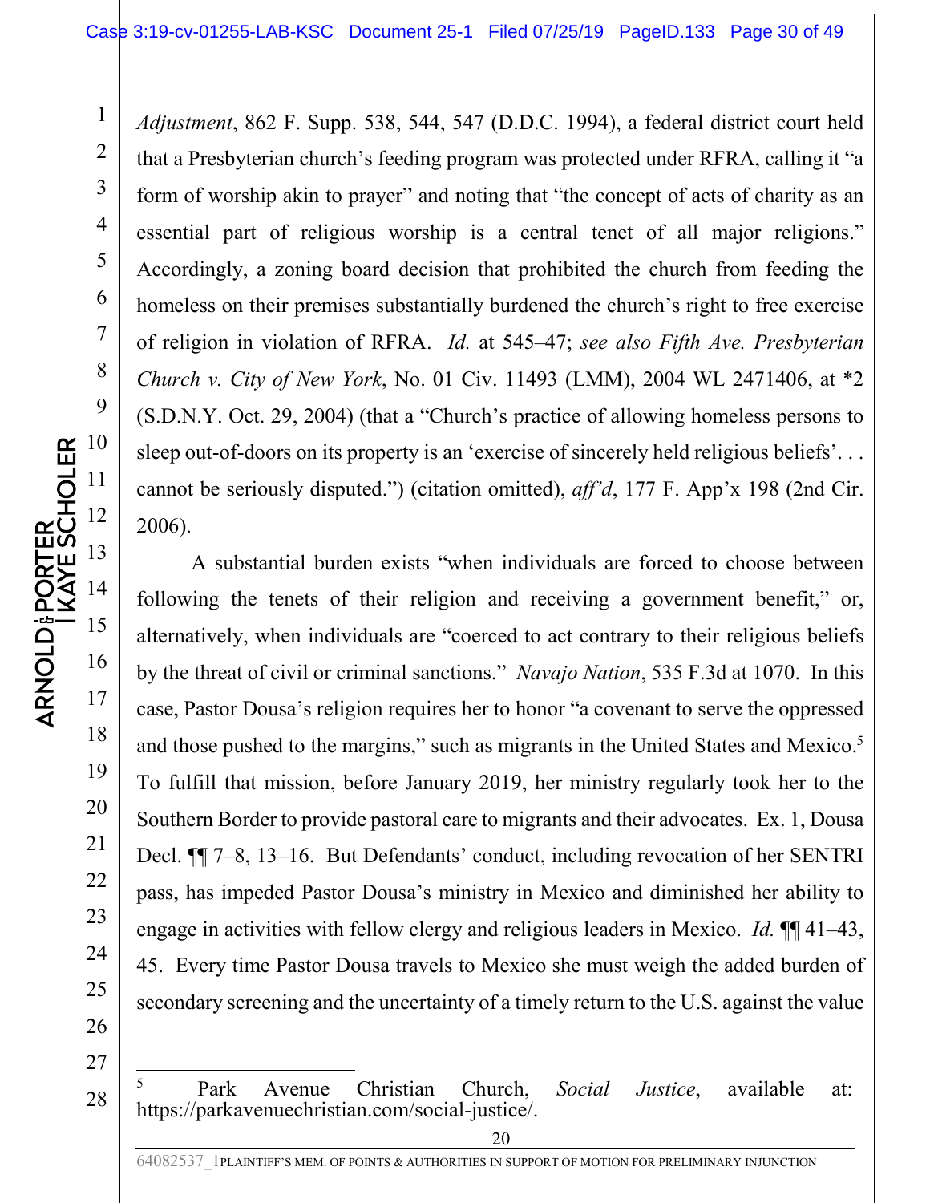*Adjustment*, 862 F. Supp. 538, 544, 547 (D.D.C. 1994), a federal district court held that a Presbyterian church's feeding program was protected under RFRA, calling it "a form of worship akin to prayer" and noting that "the concept of acts of charity as an essential part of religious worship is a central tenet of all major religions." Accordingly, a zoning board decision that prohibited the church from feeding the homeless on their premises substantially burdened the church's right to free exercise of religion in violation of RFRA. *Id.* at 545–47; *see also Fifth Ave. Presbyterian Church v. City of New York*, No. 01 Civ. 11493 (LMM), 2004 WL 2471406, at *2 (S.D.N.Y. Oct. 29, 2004) (that a "Church's practice of allowing homeless persons to sleep out-of-doors on its property is an 'exercise of sincerely held religious beliefs'. . . cannot be seriously disputed.") (citation omitted), *aff'd*, 177 F. App'x 198 (2nd Cir. 2006).

A substantial burden exists "when individuals are forced to choose between following the tenets of their religion and receiving a government benefit," or, alternatively, when individuals are "coerced to act contrary to their religious beliefs by the threat of civil or criminal sanctions." *Navajo Nation*, 535 F.3d at 1070. In this case, Pastor Dousa's religion requires her to honor "a covenant to serve the oppressed and those pushed to the margins," such as migrants in the United States and Mexico.[5] To fulfill that mission, before January 2019, her ministry regularly took her to the Southern Border to provide pastoral care to migrants and their advocates. Ex. 1, Dousa Decl. ¶¶ 7–8, 13–16. But Defendants' conduct, including revocation of her SENTRI pass, has impeded Pastor Dousa's ministry in Mexico and diminished her ability to engage in activities with fellow clergy and religious leaders in Mexico. *Id.* ¶¶ 41–43, 45. Every time Pastor Dousa travels to Mexico she must weigh the added burden of secondary screening and the uncertainty of a timely return to the U.S. against the value

---

[5] Park Avenue Christian Church, *Social Justice*, available at: https://parkavenuechristian.com/social-justice/.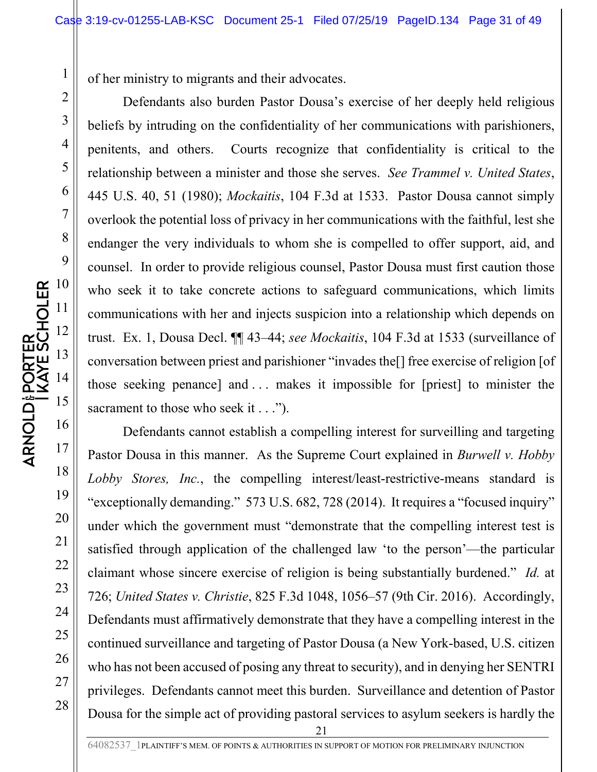of her ministry to migrants and their advocates.

Defendants also burden Pastor Dousa's exercise of her deeply held religious beliefs by intruding on the confidentiality of her communications with parishioners, penitents, and others. Courts recognize that confidentiality is critical to the relationship between a minister and those she serves. *See Trammel v. United States*, 445 U.S. 40, 51 (1980); *Mockaitis*, 104 F.3d at 1533. Pastor Dousa cannot simply overlook the potential loss of privacy in her communications with the faithful, lest she endanger the very individuals to whom she is compelled to offer support, aid, and counsel. In order to provide religious counsel, Pastor Dousa must first caution those who seek it to take concrete actions to safeguard communications, which limits communications with her and injects suspicion into a relationship which depends on trust. Ex. 1, Dousa Decl. ¶¶ 43–44; *see Mockaitis*, 104 F.3d at 1533 (surveillance of conversation between priest and parishioner "invades the[] free exercise of religion [of those seeking penance] and . . . makes it impossible for [priest] to minister the sacrament to those who seek it . . .").

Defendants cannot establish a compelling interest for surveilling and targeting Pastor Dousa in this manner. As the Supreme Court explained in *Burwell v. Hobby Lobby Stores, Inc.*, the compelling interest/least-restrictive-means standard is "exceptionally demanding." 573 U.S. 682, 728 (2014). It requires a "focused inquiry" under which the government must "demonstrate that the compelling interest test is satisfied through application of the challenged law 'to the person'—the particular claimant whose sincere exercise of religion is being substantially burdened." *Id.* at 726; *United States v. Christie*, 825 F.3d 1048, 1056–57 (9th Cir. 2016). Accordingly, Defendants must affirmatively demonstrate that they have a compelling interest in the continued surveillance and targeting of Pastor Dousa (a New York-based, U.S. citizen who has not been accused of posing any threat to security), and in denying her SENTRI privileges. Defendants cannot meet this burden. Surveillance and detention of Pastor Dousa for the simple act of providing pastoral services to asylum seekers is hardly the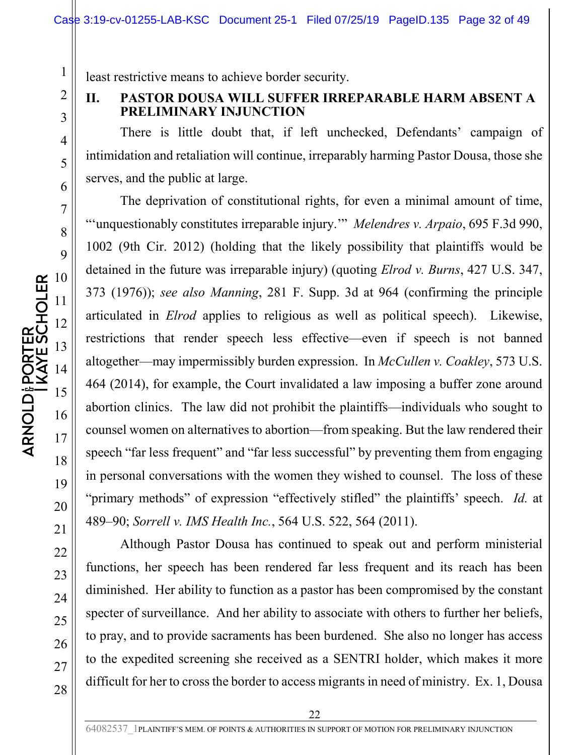least restrictive means to achieve border security.

## II. PASTOR DOUSA WILL SUFFER IRREPARABLE HARM ABSENT A PRELIMINARY INJUNCTION

There is little doubt that, if left unchecked, Defendants' campaign of intimidation and retaliation will continue, irreparably harming Pastor Dousa, those she serves, and the public at large.

The deprivation of constitutional rights, for even a minimal amount of time, "'unquestionably constitutes irreparable injury.'" *Melendres v. Arpaio*, 695 F.3d 990, 1002 (9th Cir. 2012) (holding that the likely possibility that plaintiffs would be detained in the future was irreparable injury) (quoting *Elrod v. Burns*, 427 U.S. 347, 373 (1976)); *see also Manning*, 281 F. Supp. 3d at 964 (confirming the principle articulated in *Elrod* applies to religious as well as political speech). Likewise, restrictions that render speech less effective—even if speech is not banned altogether—may impermissibly burden expression. In *McCullen v. Coakley*, 573 U.S. 464 (2014), for example, the Court invalidated a law imposing a buffer zone around abortion clinics. The law did not prohibit the plaintiffs—individuals who sought to counsel women on alternatives to abortion—from speaking. But the law rendered their speech "far less frequent" and "far less successful" by preventing them from engaging in personal conversations with the women they wished to counsel. The loss of these "primary methods" of expression "effectively stifled" the plaintiffs' speech. *Id.* at 489–90; *Sorrell v. IMS Health Inc.*, 564 U.S. 522, 564 (2011).

Although Pastor Dousa has continued to speak out and perform ministerial functions, her speech has been rendered far less frequent and its reach has been diminished. Her ability to function as a pastor has been compromised by the constant specter of surveillance. And her ability to associate with others to further her beliefs, to pray, and to provide sacraments has been burdened. She also no longer has access to the expedited screening she received as a SENTRI holder, which makes it more difficult for her to cross the border to access migrants in need of ministry. Ex. 1, Dousa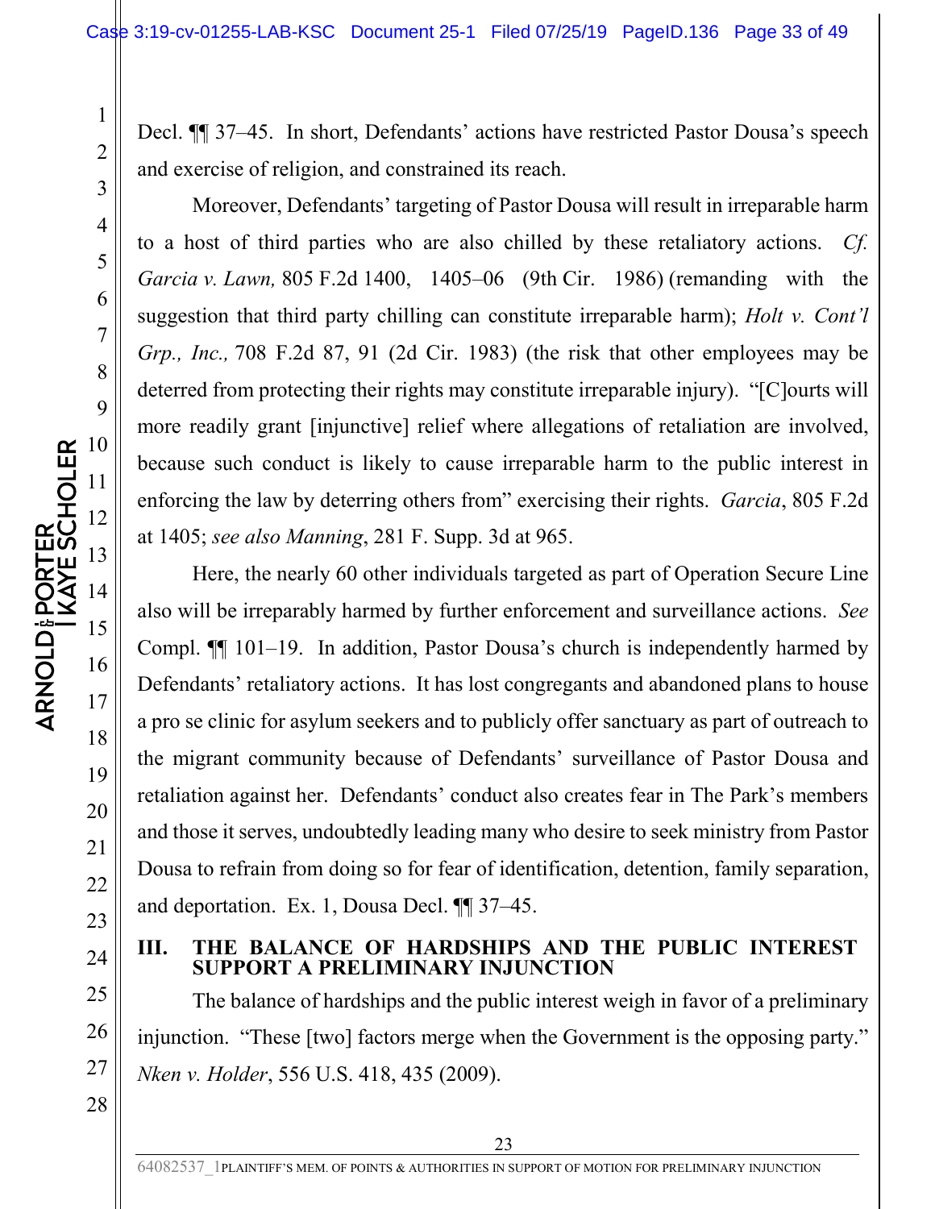Decl. ¶¶ 37–45. In short, Defendants' actions have restricted Pastor Dousa's speech and exercise of religion, and constrained its reach.

Moreover, Defendants' targeting of Pastor Dousa will result in irreparable harm to a host of third parties who are also chilled by these retaliatory actions. *Cf. Garcia v. Lawn,* 805 F.2d 1400, 1405–06 (9th Cir. 1986) (remanding with the suggestion that third party chilling can constitute irreparable harm); *Holt v. Cont'l Grp., Inc.,* 708 F.2d 87, 91 (2d Cir. 1983) (the risk that other employees may be deterred from protecting their rights may constitute irreparable injury). "[C]ourts will more readily grant [injunctive] relief where allegations of retaliation are involved, because such conduct is likely to cause irreparable harm to the public interest in enforcing the law by deterring others from" exercising their rights. *Garcia*, 805 F.2d at 1405; *see also Manning*, 281 F. Supp. 3d at 965.

Here, the nearly 60 other individuals targeted as part of Operation Secure Line also will be irreparably harmed by further enforcement and surveillance actions. *See* Compl. ¶¶ 101–19. In addition, Pastor Dousa's church is independently harmed by Defendants' retaliatory actions. It has lost congregants and abandoned plans to house a pro se clinic for asylum seekers and to publicly offer sanctuary as part of outreach to the migrant community because of Defendants' surveillance of Pastor Dousa and retaliation against her. Defendants' conduct also creates fear in The Park's members and those it serves, undoubtedly leading many who desire to seek ministry from Pastor Dousa to refrain from doing so for fear of identification, detention, family separation, and deportation. Ex. 1, Dousa Decl. ¶¶ 37–45.

## III. THE BALANCE OF HARDSHIPS AND THE PUBLIC INTEREST SUPPORT A PRELIMINARY INJUNCTION

The balance of hardships and the public interest weigh in favor of a preliminary injunction. "These [two] factors merge when the Government is the opposing party." *Nken v. Holder*, 556 U.S. 418, 435 (2009).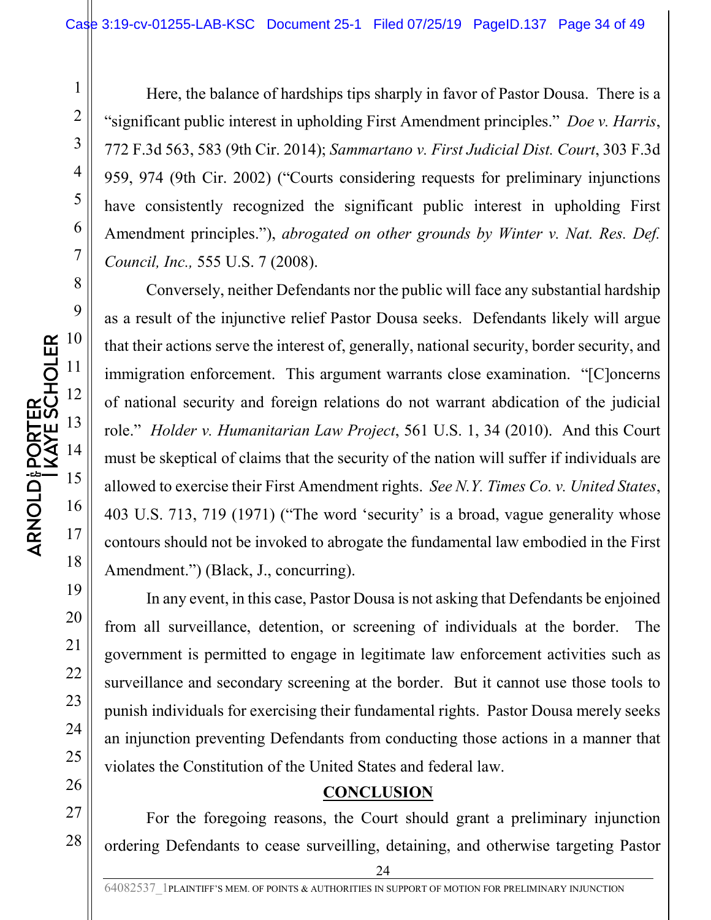Here, the balance of hardships tips sharply in favor of Pastor Dousa. There is a "significant public interest in upholding First Amendment principles." *Doe v. Harris*, 772 F.3d 563, 583 (9th Cir. 2014); *Sammartano v. First Judicial Dist. Court*, 303 F.3d 959, 974 (9th Cir. 2002) ("Courts considering requests for preliminary injunctions have consistently recognized the significant public interest in upholding First Amendment principles."), *abrogated on other grounds by Winter v. Nat. Res. Def. Council, Inc.,* 555 U.S. 7 (2008).

Conversely, neither Defendants nor the public will face any substantial hardship as a result of the injunctive relief Pastor Dousa seeks. Defendants likely will argue that their actions serve the interest of, generally, national security, border security, and immigration enforcement. This argument warrants close examination. "[C]oncerns of national security and foreign relations do not warrant abdication of the judicial role." *Holder v. Humanitarian Law Project*, 561 U.S. 1, 34 (2010). And this Court must be skeptical of claims that the security of the nation will suffer if individuals are allowed to exercise their First Amendment rights. *See N.Y. Times Co. v. United States*, 403 U.S. 713, 719 (1971) ("The word 'security' is a broad, vague generality whose contours should not be invoked to abrogate the fundamental law embodied in the First Amendment.") (Black, J., concurring).

In any event, in this case, Pastor Dousa is not asking that Defendants be enjoined from all surveillance, detention, or screening of individuals at the border. The government is permitted to engage in legitimate law enforcement activities such as surveillance and secondary screening at the border. But it cannot use those tools to punish individuals for exercising their fundamental rights. Pastor Dousa merely seeks an injunction preventing Defendants from conducting those actions in a manner that violates the Constitution of the United States and federal law.

## CONCLUSION

For the foregoing reasons, the Court should grant a preliminary injunction ordering Defendants to cease surveilling, detaining, and otherwise targeting Pastor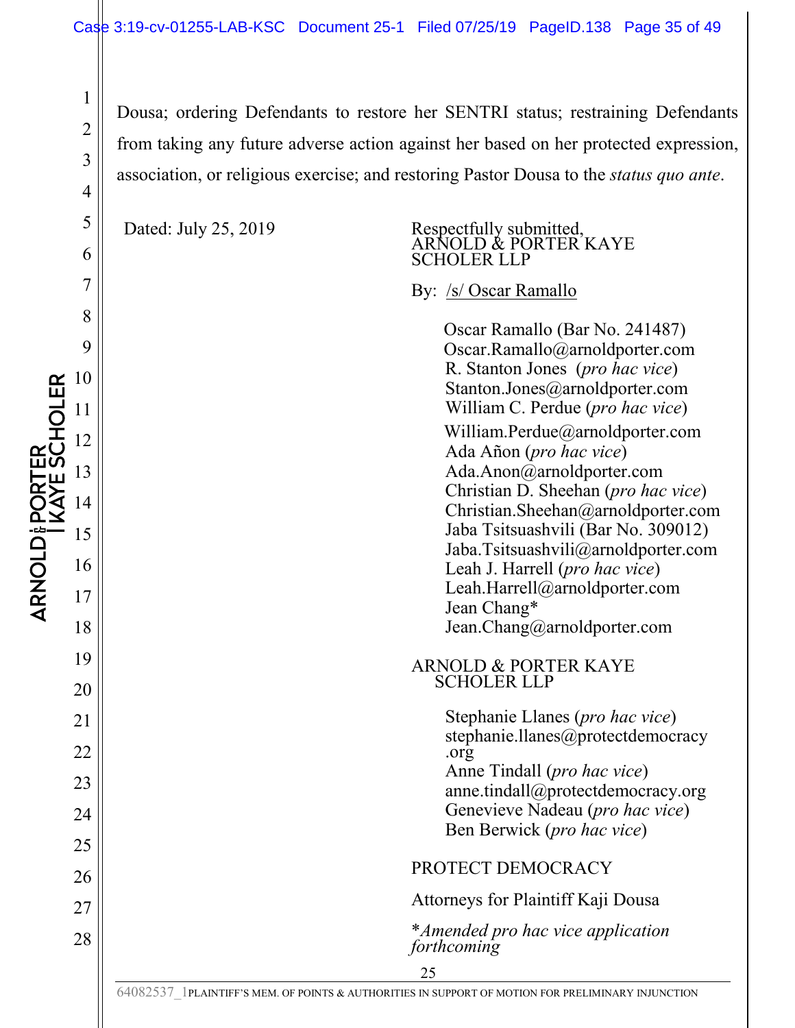Dousa; ordering Defendants to restore her SENTRI status; restraining Defendants from taking any future adverse action against her based on her protected expression, association, or religious exercise; and restoring Pastor Dousa to the *status quo ante*.

Dated: July 25, 2019

Respectfully submitted,
ARNOLD & PORTER KAYE SCHOLER LLP

By: /s/ Oscar Ramallo

Oscar Ramallo (Bar No. 241487)
Oscar.Ramallo@arnoldporter.com
R. Stanton Jones (*pro hac vice*)
Stanton.Jones@arnoldporter.com
William C. Perdue (*pro hac vice*)
William.Perdue@arnoldporter.com
Ada Añon (*pro hac vice*)
Ada.Anon@arnoldporter.com
Christian D. Sheehan (*pro hac vice*)
Christian.Sheehan@arnoldporter.com
Jaba Tsitsuashvili (Bar No. 309012)
Jaba.Tsitsuashvili@arnoldporter.com
Leah J. Harrell (*pro hac vice*)
Leah.Harrell@arnoldporter.com
Jean Chang*
Jean.Chang@arnoldporter.com

ARNOLD & PORTER KAYE SCHOLER LLP

Stephanie Llanes (*pro hac vice*)
stephanie.llanes@protectdemocracy.org
Anne Tindall (*pro hac vice*)
anne.tindall@protectdemocracy.org
Genevieve Nadeau (*pro hac vice*)
Ben Berwick (*pro hac vice*)

PROTECT DEMOCRACY

Attorneys for Plaintiff Kaji Dousa

**Amended pro hac vice application forthcoming*